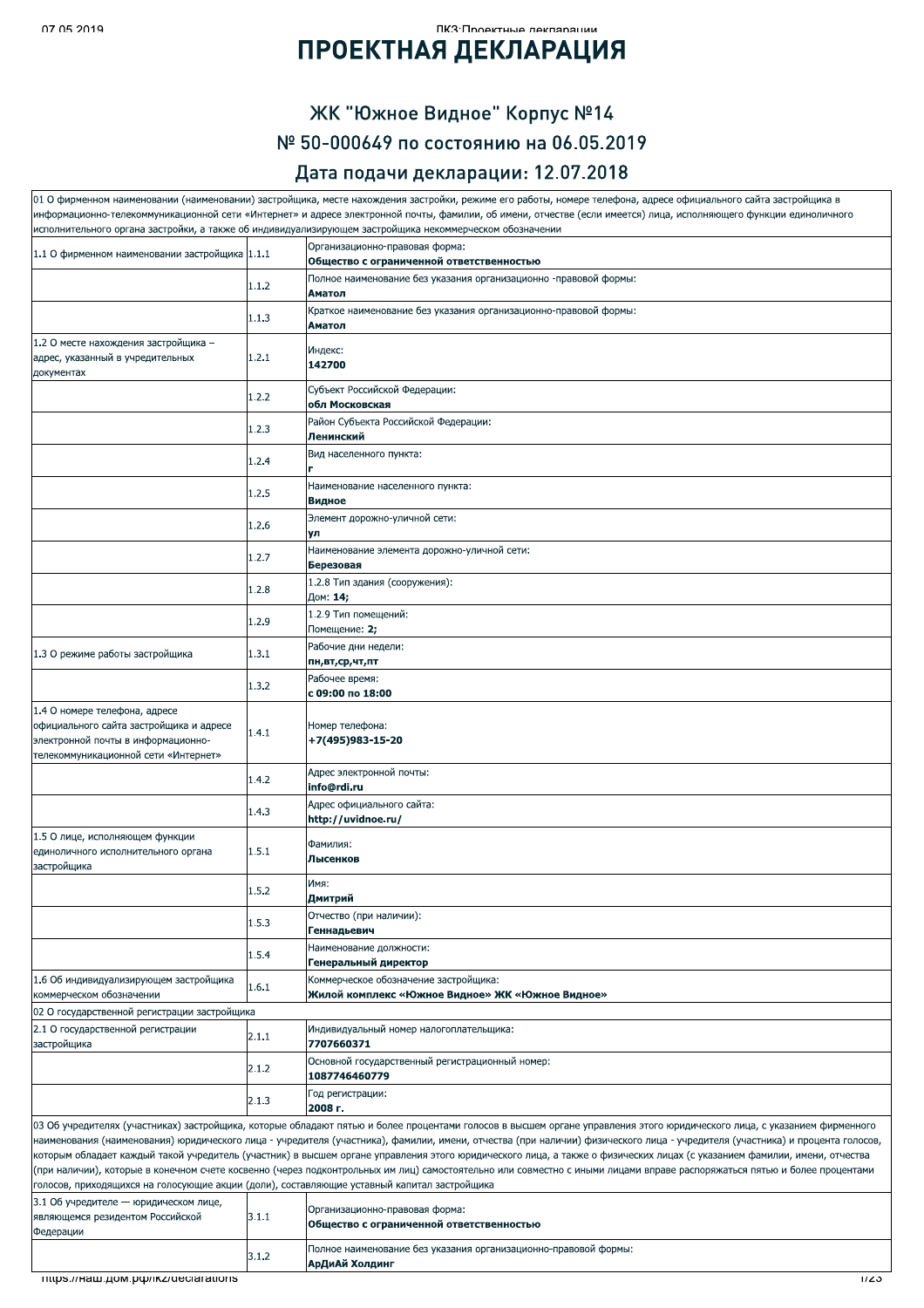# ПРОЕКТНАЯ ДЕКЛАРАЦИЯ

## ЖК "Южное Видное" Корпус №14

## № 50-000649 по состоянию на 06.05.2019

## Дата подачи декларации: 12.07.2018

| | | |
|---|---|---|
| 01 О фирменном наименовании (наименовании) застройщика, месте нахождения застройки, режиме его работы, номере телефона, адресе официального сайта застройщика в информационно-телекоммуникационной сети «Интернет» и адресе электронной почты, фамилии, об имени, отчестве (если имеется) лица, исполняющего функции единоличного исполнительного органа застройки, а также об индивидуализирующем застройщика некоммерческом обозначении | | |
| 1.1 О фирменном наименовании застройщика | 1.1.1 | Организационно-правовая форма:<br>**Общество с ограниченной ответственностью** |
| | 1.1.2 | Полное наименование без указания организационно -правовой формы:<br>**Аматол** |
| | 1.1.3 | Краткое наименование без указания организационно-правовой формы:<br>**Аматол** |
| 1.2 О месте нахождения застройщика – адрес, указанный в учредительных документах | 1.2.1 | Индекс:<br>**142700** |
| | 1.2.2 | Субъект Российской Федерации:<br>**обл Московская** |
| | 1.2.3 | Район Субъекта Российской Федерации:<br>**Ленинский** |
| | 1.2.4 | Вид населенного пункта:<br>**г** |
| | 1.2.5 | Наименование населенного пункта:<br>**Видное** |
| | 1.2.6 | Элемент дорожно-уличной сети:<br>**ул** |
| | 1.2.7 | Наименование элемента дорожно-уличной сети:<br>**Березовая** |
| | 1.2.8 | 1.2.8 Тип здания (сооружения):<br>Дом: **14;** |
| | 1.2.9 | 1.2.9 Тип помещений:<br>Помещение: **2;** |
| 1.3 О режиме работы застройщика | 1.3.1 | Рабочие дни недели:<br>**пн,вт,ср,чт,пт** |
| | 1.3.2 | Рабочее время:<br>**с 09:00 по 18:00** |
| 1.4 О номере телефона, адресе официального сайта застройщика и адресе электронной почты в информационно-телекоммуникационной сети «Интернет» | 1.4.1 | Номер телефона:<br>**+7(495)983-15-20** |
| | 1.4.2 | Адрес электронной почты:<br>**info@rdi.ru** |
| | 1.4.3 | Адрес официального сайта:<br>**http://uvidnoe.ru/** |
| 1.5 О лице, исполняющем функции единоличного исполнительного органа застройщика | 1.5.1 | Фамилия:<br>**Лысенков** |
| | 1.5.2 | Имя:<br>**Дмитрий** |
| | 1.5.3 | Отчество (при наличии):<br>**Геннадьевич** |
| | 1.5.4 | Наименование должности:<br>**Генеральный директор** |
| 1.6 Об индивидуализирующем застройщика коммерческом обозначении | 1.6.1 | Коммерческое обозначение застройщика:<br>**Жилой комплекс «Южное Видное» ЖК «Южное Видное»** |
| 02 О государственной регистрации застройщика | | |
| 2.1 О государственной регистрации застройщика | 2.1.1 | Индивидуальный номер налогоплательщика:<br>**7707660371** |
| | 2.1.2 | Основной государственный регистрационный номер:<br>**1087746460779** |
| | 2.1.3 | Год регистрации:<br>**2008 г.** |
| 03 Об учредителях (участниках) застройщика, которые обладают пятью и более процентами голосов в высшем органе управления этого юридического лица, с указанием фирменного наименования (наименования) юридического лица - учредителя (участника), фамилии, имени, отчества (при наличии) физического лица - учредителя (участника) и процента голосов, которым обладает каждый такой учредитель (участник) в высшем органе управления этого юридического лица, а также о физических лицах (с указанием фамилии, имени, отчества (при наличии), которые в конечном счете косвенно (через подконтрольных им лиц) самостоятельно или совместно с иными лицами вправе распоряжаться пятью и более процентами голосов, приходящихся на голосующие акции (доли), составляющие уставный капитал застройщика | | |
| 3.1 Об учредителе — юридическом лице, являющемся резидентом Российской Федерации | 3.1.1 | Организационно-правовая форма:<br>**Общество с ограниченной ответственностью** |
| | 3.1.2 | Полное наименование без указания организационно-правовой формы:<br>**АрДиАй Холдинг** |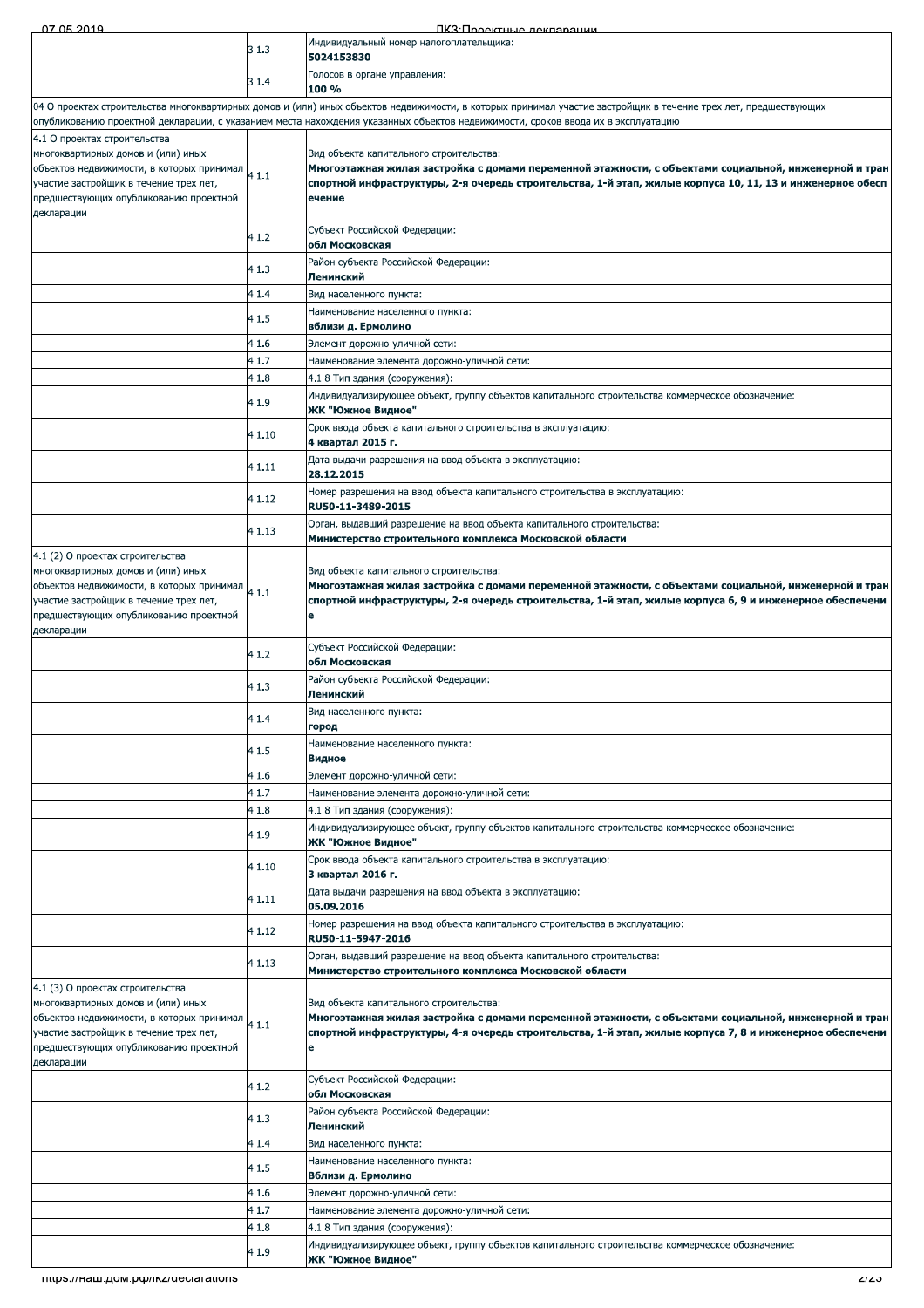| | | |
|---|---|---|
| | 3.1.3 | Индивидуальный номер налогоплательщика:<br>**5024153830** |
| | 3.1.4 | Голосов в органе управления:<br>**100 %** |
| 04 О проектах строительства многоквартирных домов и (или) иных объектов недвижимости, в которых принимал участие застройщик в течение трех лет, предшествующих опубликованию проектной декларации, с указанием места нахождения указанных объектов недвижимости, сроков ввода их в эксплуатацию | | |
| 4.1 О проектах строительства многоквартирных домов и (или) иных объектов недвижимости, в которых принимал участие застройщик в течение трех лет, предшествующих опубликованию проектной декларации | 4.1.1 | Вид объекта капитального строительства:<br>**Многоэтажная жилая застройка с домами переменной этажности, с объектами социальной, инженерной и транспортной инфраструктуры, 2-я очередь строительства, 1-й этап, жилые корпуса 10, 11, 13 и инженерное обеспечение** |
| | 4.1.2 | Субъект Российской Федерации:<br>**обл Московская** |
| | 4.1.3 | Район субъекта Российской Федерации:<br>**Ленинский** |
| | 4.1.4 | Вид населенного пункта: |
| | 4.1.5 | Наименование населенного пункта:<br>**вблизи д. Ермолино** |
| | 4.1.6 | Элемент дорожно-уличной сети: |
| | 4.1.7 | Наименование элемента дорожно-уличной сети: |
| | 4.1.8 | 4.1.8 Тип здания (сооружения): |
| | 4.1.9 | Индивидуализирующее объект, группу объектов капитального строительства коммерческое обозначение:<br>**ЖК "Южное Видное"** |
| | 4.1.10 | Срок ввода объекта капитального строительства в эксплуатацию:<br>**4 квартал 2015 г.** |
| | 4.1.11 | Дата выдачи разрешения на ввод объекта в эксплуатацию:<br>**28.12.2015** |
| | 4.1.12 | Номер разрешения на ввод объекта капитального строительства в эксплуатацию:<br>**RU50-11-3489-2015** |
| | 4.1.13 | Орган, выдавший разрешение на ввод объекта капитального строительства:<br>**Министерство строительного комплекса Московской области** |
| 4.1 (2) О проектах строительства многоквартирных домов и (или) иных объектов недвижимости, в которых принимал участие застройщик в течение трех лет, предшествующих опубликованию проектной декларации | 4.1.1 | Вид объекта капитального строительства:<br>**Многоэтажная жилая застройка с домами переменной этажности, с объектами социальной, инженерной и транспортной инфраструктуры, 2-я очередь строительства, 1-й этап, жилые корпуса 6, 9 и инженерное обеспечение** |
| | 4.1.2 | Субъект Российской Федерации:<br>**обл Московская** |
| | 4.1.3 | Район субъекта Российской Федерации:<br>**Ленинский** |
| | 4.1.4 | Вид населенного пункта:<br>**город** |
| | 4.1.5 | Наименование населенного пункта:<br>**Видное** |
| | 4.1.6 | Элемент дорожно-уличной сети: |
| | 4.1.7 | Наименование элемента дорожно-уличной сети: |
| | 4.1.8 | 4.1.8 Тип здания (сооружения): |
| | 4.1.9 | Индивидуализирующее объект, группу объектов капитального строительства коммерческое обозначение:<br>**ЖК "Южное Видное"** |
| | 4.1.10 | Срок ввода объекта капитального строительства в эксплуатацию:<br>**3 квартал 2016 г.** |
| | 4.1.11 | Дата выдачи разрешения на ввод объекта в эксплуатацию:<br>**05.09.2016** |
| | 4.1.12 | Номер разрешения на ввод объекта капитального строительства в эксплуатацию:<br>**RU50-11-5947-2016** |
| | 4.1.13 | Орган, выдавший разрешение на ввод объекта капитального строительства:<br>**Министерство строительного комплекса Московской области** |
| 4.1 (3) О проектах строительства многоквартирных домов и (или) иных объектов недвижимости, в которых принимал участие застройщик в течение трех лет, предшествующих опубликованию проектной декларации | 4.1.1 | Вид объекта капитального строительства:<br>**Многоэтажная жилая застройка с домами переменной этажности, с объектами социальной, инженерной и транспортной инфраструктуры, 4-я очередь строительства, 1-й этап, жилые корпуса 7, 8 и инженерное обеспечение** |
| | 4.1.2 | Субъект Российской Федерации:<br>**обл Московская** |
| | 4.1.3 | Район субъекта Российской Федерации:<br>**Ленинский** |
| | 4.1.4 | Вид населенного пункта: |
| | 4.1.5 | Наименование населенного пункта:<br>**Вблизи д. Ермолино** |
| | 4.1.6 | Элемент дорожно-уличной сети: |
| | 4.1.7 | Наименование элемента дорожно-уличной сети: |
| | 4.1.8 | 4.1.8 Тип здания (сооружения): |
| | 4.1.9 | Индивидуализирующее объект, группу объектов капитального строительства коммерческое обозначение:<br>**ЖК "Южное Видное"** |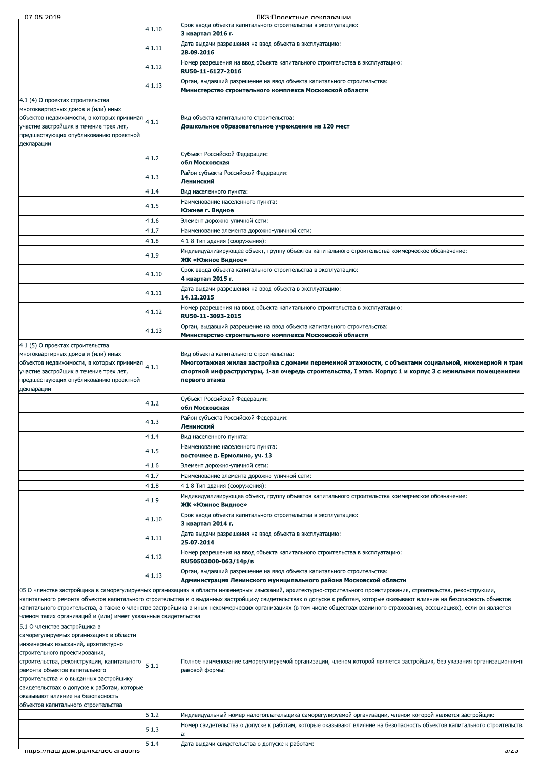| | | |
|---|---|---|
| | 4.1.10 | Срок ввода объекта капитального строительства в эксплуатацию:<br>**3 квартал 2016 г.** |
| | 4.1.11 | Дата выдачи разрешения на ввод объекта в эксплуатацию:<br>**28.09.2016** |
| | 4.1.12 | Номер разрешения на ввод объекта капитального строительства в эксплуатацию:<br>**RU50-11-6127-2016** |
| | 4.1.13 | Орган, выдавший разрешение на ввод объекта капитального строительства:<br>**Министерство строительного комплекса Московской области** |
| 4.1 (4) О проектах строительства многоквартирных домов и (или) иных объектов недвижимости, в которых принимал участие застройщик в течение трех лет, предшествующих опубликованию проектной декларации | 4.1.1 | Вид объекта капитального строительства:<br>**Дошкольное образовательное учреждение на 120 мест** |
| | 4.1.2 | Субъект Российской Федерации:<br>**обл Московская** |
| | 4.1.3 | Район субъекта Российской Федерации:<br>**Ленинский** |
| | 4.1.4 | Вид населенного пункта: |
| | 4.1.5 | Наименование населенного пункта:<br>**Южнее г. Видное** |
| | 4.1.6 | Элемент дорожно-уличной сети: |
| | 4.1.7 | Наименование элемента дорожно-уличной сети: |
| | 4.1.8 | 4.1.8 Тип здания (сооружения): |
| | 4.1.9 | Индивидуализирующее объект, группу объектов капитального строительства коммерческое обозначение:<br>**ЖК «Южное Видное»** |
| | 4.1.10 | Срок ввода объекта капитального строительства в эксплуатацию:<br>**4 квартал 2015 г.** |
| | 4.1.11 | Дата выдачи разрешения на ввод объекта в эксплуатацию:<br>**14.12.2015** |
| | 4.1.12 | Номер разрешения на ввод объекта капитального строительства в эксплуатацию:<br>**RU50-11-3093-2015** |
| | 4.1.13 | Орган, выдавший разрешение на ввод объекта капитального строительства:<br>**Министерство строительного комплекса Московской области** |
| 4.1 (5) О проектах строительства многоквартирных домов и (или) иных объектов недвижимости, в которых принимал участие застройщик в течение трех лет, предшествующих опубликованию проектной декларации | 4.1.1 | Вид объекта капитального строительства:<br>**Многоэтажная жилая застройка с домами переменной этажности, с объектами социальной, инженерной и транспортной инфраструктуры, 1-ая очередь строительства, I этап. Корпус 1 и корпус 3 с нежилыми помещениями первого этажа** |
| | 4.1.2 | Субъект Российской Федерации:<br>**обл Московская** |
| | 4.1.3 | Район субъекта Российской Федерации:<br>**Ленинский** |
| | 4.1.4 | Вид населенного пункта: |
| | 4.1.5 | Наименование населенного пункта:<br>**восточнее д. Ермолино, уч. 13** |
| | 4.1.6 | Элемент дорожно-уличной сети: |
| | 4.1.7 | Наименование элемента дорожно-уличной сети: |
| | 4.1.8 | 4.1.8 Тип здания (сооружения): |
| | 4.1.9 | Индивидуализирующее объект, группу объектов капитального строительства коммерческое обозначение:<br>**ЖК «Южное Видное»** |
| | 4.1.10 | Срок ввода объекта капитального строительства в эксплуатацию:<br>**3 квартал 2014 г.** |
| | 4.1.11 | Дата выдачи разрешения на ввод объекта в эксплуатацию:<br>**25.07.2014** |
| | 4.1.12 | Номер разрешения на ввод объекта капитального строительства в эксплуатацию:<br>**RU50503000-063/14р/в** |
| | 4.1.13 | Орган, выдавший разрешение на ввод объекта капитального строительства:<br>**Администрация Ленинского муниципального района Московской области** |

05 О членстве застройщика в саморегулируемых организациях в области инженерных изысканий, архитектурно-строительного проектирования, строительства, реконструкции, капитального ремонта объектов капитального строительства и о выданных застройщику свидетельствах о допуске к работам, которые оказывают влияние на безопасность объектов капитального строительства, а также о членстве застройщика в иных некоммерческих организациях (в том числе обществах взаимного страхования, ассоциациях), если он является членом таких организаций и (или) имеет указанные свидетельства

| | | |
|---|---|---|
| 5.1 О членстве застройщика в саморегулируемых организациях в области инженерных изысканий, архитектурно-строительного проектирования, строительства, реконструкции, капитального ремонта объектов капитального строительства и о выданных застройщику свидетельствах о допуске к работам, которые оказывают влияние на безопасность объектов капитального строительства | 5.1.1 | Полное наименование саморегулируемой организации, членом которой является застройщик, без указания организационно-правовой формы: |
| | 5.1.2 | Индивидуальный номер налогоплательщика саморегулируемой организации, членом которой является застройщик: |
| | 5.1.3 | Номер свидетельства о допуске к работам, которые оказывают влияние на безопасность объектов капитального строительства: |
| | 5.1.4 | Дата выдачи свидетельства о допуске к работам: |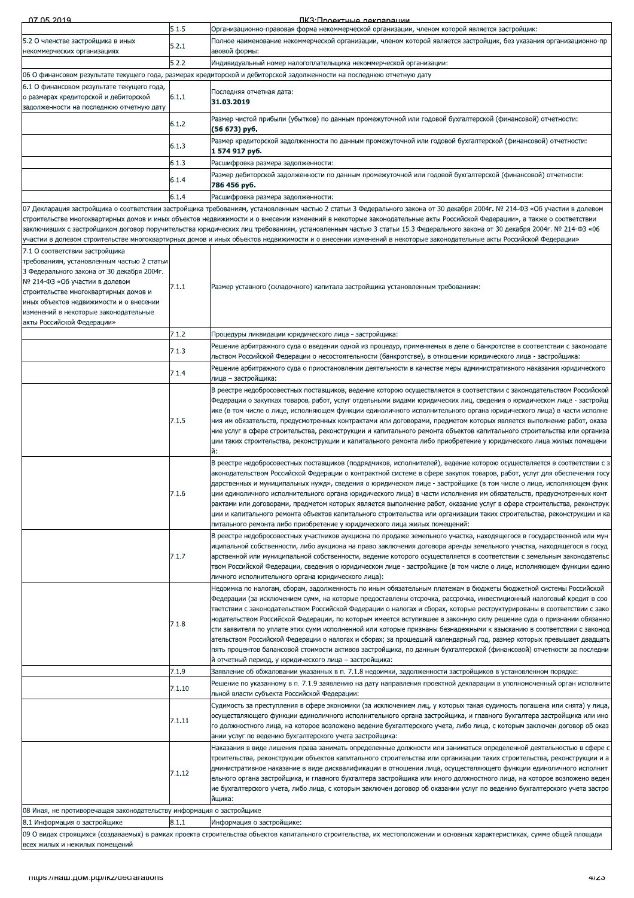| | | |
|---|---|---|
| | 5.1.5 | Организационно-правовая форма некоммерческой организации, членом которой является застройщик: |
| 5.2 О членстве застройщика в иных некоммерческих организациях | 5.2.1 | Полное наименование некоммерческой организации, членом которой является застройщик, без указания организационно-правовой формы: |
| | 5.2.2 | Индивидуальный номер налогоплательщика некоммерческой организации: |
| 06 О финансовом результате текущего года, размерах кредиторской и дебиторской задолженности на последнюю отчетную дату | | |
| 6.1 О финансовом результате текущего года, о размерах кредиторской и дебиторской задолженности на последнюю отчетную дату | 6.1.1 | Последняя отчетная дата: **31.03.2019** |
| | 6.1.2 | Размер чистой прибыли (убытков) по данным промежуточной или годовой бухгалтерской (финансовой) отчетности: **(56 673) руб.** |
| | 6.1.3 | Размер кредиторской задолженности по данным промежуточной или годовой бухгалтерской (финансовой) отчетности: **1 574 917 руб.** |
| | 6.1.3 | Расшифровка размера задолженности: |
| | 6.1.4 | Размер дебиторской задолженности по данным промежуточной или годовой бухгалтерской (финансовой) отчетности: **786 456 руб.** |
| | 6.1.4 | Расшифровка размера задолженности: |
| 07 Декларация застройщика о соответствии застройщика требованиям, установленным частью 2 статьи 3 Федерального закона от 30 декабря 2004г. № 214-ФЗ «Об участии в долевом строительстве многоквартирных домов и иных объектов недвижимости и о внесении изменений в некоторые законодательные акты Российской Федерации», а также о соответствии заключивших с застройщиком договор поручительства юридических лиц требованиям, установленным частью 3 статьи 15.3 Федерального закона от 30 декабря 2004г. № 214-ФЗ «Об участии в долевом строительстве многоквартирных домов и иных объектов недвижимости и о внесении изменений в некоторые законодательные акты Российской Федерации» | | |
| 7.1 О соответствии застройщика требованиям, установленным частью 2 статьи 3 Федерального закона от 30 декабря 2004г. № 214-ФЗ «Об участии в долевом строительстве многоквартирных домов и иных объектов недвижимости и о внесении изменений в некоторые законодательные акты Российской Федерации» | 7.1.1 | Размер уставного (складочного) капитала застройщика установленным требованиям: |
| | 7.1.2 | Процедуры ликвидации юридического лица - застройщика: |
| | 7.1.3 | Решение арбитражного суда о введении одной из процедур, применяемых в деле о банкротстве в соответствии с законодательством Российской Федерации о несостоятельности (банкротстве), в отношении юридического лица - застройщика: |
| | 7.1.4 | Решение арбитражного суда о приостановлении деятельности в качестве меры административного наказания юридического лица – застройщика: |
| | 7.1.5 | В реестре недобросовестных поставщиков, ведение которою осуществляется в соответствии с законодательством Российской Федерации о закупках товаров, работ, услуг отдельными видами юридических лиц, сведения о юридическом лице - застройщике (в том числе о лице, исполняющем функции единоличного исполнительного органа юридического лица) в части исполнения им обязательств, предусмотренных контрактами или договорами, предметом которых является выполнение работ, оказание услуг в сфере строительства, реконструкции и капитального ремонта объектов капитального строительства или организации таких строительства, реконструкции и капитального ремонта либо приобретение у юридического лица жилых помещений: |
| | 7.1.6 | В реестре недобросовестных поставщиков (подрядчиков, исполнителей), ведение которою осуществляется в соответствии с законодательством Российской Федерации о контрактной системе в сфере закупок товаров, работ, услуг для обеспечения государственных и муниципальных нужд», сведения о юридическом лице - застройщике (в том числе о лице, исполняющем функции единоличного исполнительного органа юридического лица) в части исполнения им обязательств, предусмотренных контрактами или договорами, предметом которых является выполнение работ, оказание услуг в сфере строительства, реконструкции и капитального ремонта объектов капитального строительства или организации таких строительства, реконструкции и капитального ремонта либо приобретение у юридического лица жилых помещений: |
| | 7.1.7 | В реестре недобросовестных участников аукциона по продаже земельного участка, находящегося в государственной или муниципальной собственности, либо аукциона на право заключения договора аренды земельного участка, находящегося в государственной или муниципальной собственности, ведение которого осуществляется в соответствии с земельным законодательством Российской Федерации, сведения о юридическом лице - застройщике (в том числе о лице, исполняющем функции единоличного исполнительного органа юридического лица): |
| | 7.1.8 | Недоимка по налогам, сборам, задолженность по иным обязательным платежам в бюджеты бюджетной системы Российской Федерации (за исключением сумм, на которые предоставлены отсрочка, рассрочка, инвестиционный налоговый кредит в соответствии с законодательством Российской Федерации о налогах и сборах, которые реструктурированы в соответствии с законодательством Российской Федерации, по которым имеется вступившее в законную силу решение суда о признании обязанности заявителя по уплате этих сумм исполненной или которые признаны безнадежными к взысканию в соответствии с законодательством Российской Федерации о налогах и сборах; за прошедший календарный год, размер которых превышает двадцать пять процентов балансовой стоимости активов застройщика, по данным бухгалтерской (финансовой) отчетности за последний отчетный период, у юридического лица – застройщика: |
| | 7.1.9 | Заявление об обжаловании указанных в п. 7.1.8 недоимки, задолженности застройщиков в установленном порядке: |
| | 7.1.10 | Решение по указанному в п. 7.1.9 заявлению на дату направления проектной декларации в уполномоченный орган исполнительной власти субъекта Российской Федерации: |
| | 7.1.11 | Судимость за преступления в сфере экономики (за исключением лиц, у которых такая судимость погашена или снята) у лица, осуществляющего функции единоличного исполнительного органа застройщика, и главного бухгалтера застройщика или иного должностного лица, на которое возложено ведение бухгалтерского учета, либо лица, с которым заключен договор об оказании услуг по ведению бухгалтерского учета застройщика: |
| | 7.1.12 | Наказания в виде лишения права занимать определенные должности или заниматься определенной деятельностью в сфере строительства, реконструкции объектов капитального строительства или организации таких строительства, реконструкции и административное наказание в виде дисквалификации в отношении лица, осуществляющего функции единоличного исполнительного органа застройщика, и главного бухгалтера застройщика или иного должностного лица, на которое возложено ведение бухгалтерского учета, либо лица, с которым заключен договор об оказании услуг по ведению бухгалтерского учета застройщика: |
| 08 Иная, не противоречащая законодательству информация о застройщике | | |
| 8.1 Информация о застройщике | 8.1.1 | Информация о застройщике: |
| 09 О видах строящихся (создаваемых) в рамках проекта строительства объектов капитального строительства, их местоположении и основных характеристиках, сумме общей площади всех жилых и нежилых помещений | | |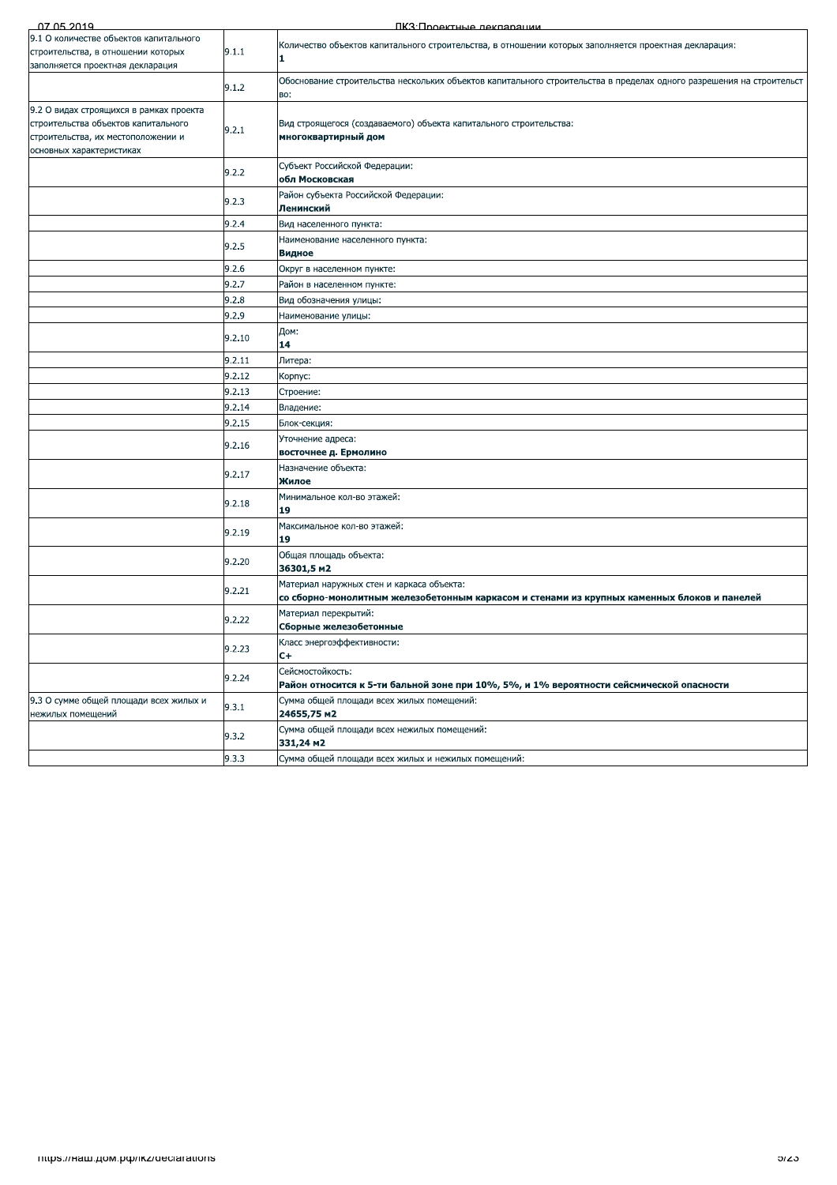| | | |
|---|---|---|
| 9.1 О количестве объектов капитального строительства, в отношении которых заполняется проектная декларация | 9.1.1 | Количество объектов капитального строительства, в отношении которых заполняется проектная декларация:<br>**1** |
| | 9.1.2 | Обоснование строительства нескольких объектов капитального строительства в пределах одного разрешения на строительство: |
| 9.2 О видах строящихся в рамках проекта строительства объектов капитального строительства, их местоположении и основных характеристиках | 9.2.1 | Вид строящегося (создаваемого) объекта капитального строительства:<br>**многоквартирный дом** |
| | 9.2.2 | Субъект Российской Федерации:<br>**обл Московская** |
| | 9.2.3 | Район субъекта Российской Федерации:<br>**Ленинский** |
| | 9.2.4 | Вид населенного пункта: |
| | 9.2.5 | Наименование населенного пункта:<br>**Видное** |
| | 9.2.6 | Округ в населенном пункте: |
| | 9.2.7 | Район в населенном пункте: |
| | 9.2.8 | Вид обозначения улицы: |
| | 9.2.9 | Наименование улицы: |
| | 9.2.10 | Дом:<br>**14** |
| | 9.2.11 | Литера: |
| | 9.2.12 | Корпус: |
| | 9.2.13 | Строение: |
| | 9.2.14 | Владение: |
| | 9.2.15 | Блок-секция: |
| | 9.2.16 | Уточнение адреса:<br>**восточнее д. Ермолино** |
| | 9.2.17 | Назначение объекта:<br>**Жилое** |
| | 9.2.18 | Минимальное кол-во этажей:<br>**19** |
| | 9.2.19 | Максимальное кол-во этажей:<br>**19** |
| | 9.2.20 | Общая площадь объекта:<br>**36301,5 м2** |
| | 9.2.21 | Материал наружных стен и каркаса объекта:<br>**со сборно-монолитным железобетонным каркасом и стенами из крупных каменных блоков и панелей** |
| | 9.2.22 | Материал перекрытий:<br>**Сборные железобетонные** |
| | 9.2.23 | Класс энергоэффективности:<br>**С+** |
| | 9.2.24 | Сейсмостойкость:<br>**Район относится к 5-ти бальной зоне при 10%, 5%, и 1% вероятности сейсмической опасности** |
| 9.3 О сумме общей площади всех жилых и нежилых помещений | 9.3.1 | Сумма общей площади всех жилых помещений:<br>**24655,75 м2** |
| | 9.3.2 | Сумма общей площади всех нежилых помещений:<br>**331,24 м2** |
| | 9.3.3 | Сумма общей площади всех жилых и нежилых помещений: |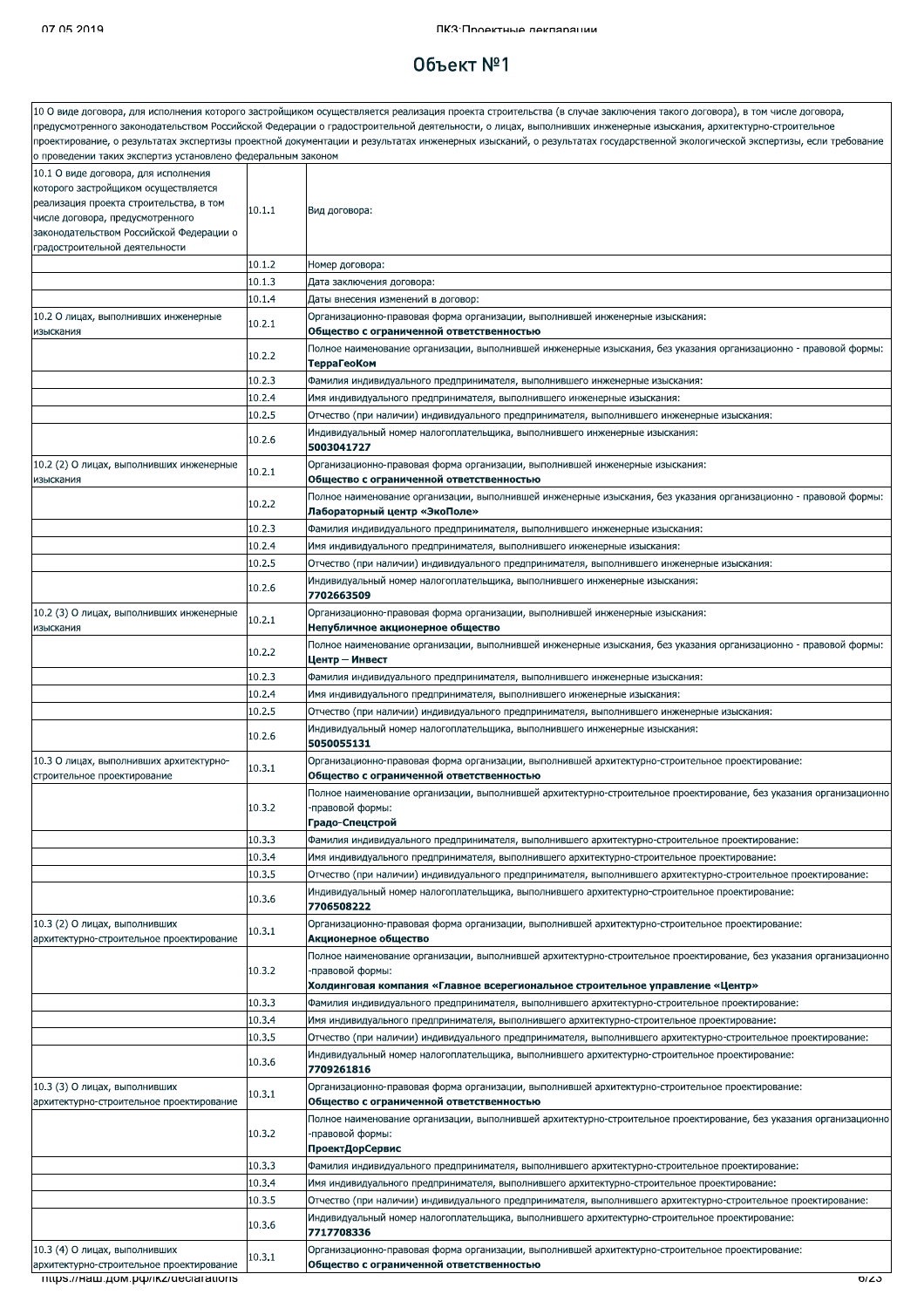# Объект №1

| 10 О виде договора, для исполнения которого застройщиком осуществляется реализация проекта строительства (в случае заключения такого договора), в том числе договора, предусмотренного законодательством Российской Федерации о градостроительной деятельности, о лицах, выполнивших инженерные изыскания, архитектурно-строительное проектирование, о результатах экспертизы проектной документации и результатах инженерных изысканий, о результатах государственной экологической экспертизы, если требование о проведении таких экспертиз установлено федеральным законом | | |
|---|---|---|
| 10.1 О виде договора, для исполнения которого застройщиком осуществляется реализация проекта строительства, в том числе договора, предусмотренного законодательством Российской Федерации о градостроительной деятельности | 10.1.1 | Вид договора: |
| | 10.1.2 | Номер договора: |
| | 10.1.3 | Дата заключения договора: |
| | 10.1.4 | Даты внесения изменений в договор: |
| 10.2 О лицах, выполнивших инженерные изыскания | 10.2.1 | Организационно-правовая форма организации, выполнившей инженерные изыскания: **Общество с ограниченной ответственностью** |
| | 10.2.2 | Полное наименование организации, выполнившей инженерные изыскания, без указания организационно - правовой формы: **ТерраГеоКом** |
| | 10.2.3 | Фамилия индивидуального предпринимателя, выполнившего инженерные изыскания: |
| | 10.2.4 | Имя индивидуального предпринимателя, выполнившего инженерные изыскания: |
| | 10.2.5 | Отчество (при наличии) индивидуального предпринимателя, выполнившего инженерные изыскания: |
| | 10.2.6 | Индивидуальный номер налогоплательщика, выполнившего инженерные изыскания: **5003041727** |
| 10.2 (2) О лицах, выполнивших инженерные изыскания | 10.2.1 | Организационно-правовая форма организации, выполнившей инженерные изыскания: **Общество с ограниченной ответственностью** |
| | 10.2.2 | Полное наименование организации, выполнившей инженерные изыскания, без указания организационно - правовой формы: **Лабораторный центр «ЭкоПоле»** |
| | 10.2.3 | Фамилия индивидуального предпринимателя, выполнившего инженерные изыскания: |
| | 10.2.4 | Имя индивидуального предпринимателя, выполнившего инженерные изыскания: |
| | 10.2.5 | Отчество (при наличии) индивидуального предпринимателя, выполнившего инженерные изыскания: |
| | 10.2.6 | Индивидуальный номер налогоплательщика, выполнившего инженерные изыскания: **7702663509** |
| 10.2 (3) О лицах, выполнивших инженерные изыскания | 10.2.1 | Организационно-правовая форма организации, выполнившей инженерные изыскания: **Непубличное акционерное общество** |
| | 10.2.2 | Полное наименование организации, выполнившей инженерные изыскания, без указания организационно - правовой формы: **Центр – Инвест** |
| | 10.2.3 | Фамилия индивидуального предпринимателя, выполнившего инженерные изыскания: |
| | 10.2.4 | Имя индивидуального предпринимателя, выполнившего инженерные изыскания: |
| | 10.2.5 | Отчество (при наличии) индивидуального предпринимателя, выполнившего инженерные изыскания: |
| | 10.2.6 | Индивидуальный номер налогоплательщика, выполнившего инженерные изыскания: **5050055131** |
| 10.3 О лицах, выполнивших архитектурно-строительное проектирование | 10.3.1 | Организационно-правовая форма организации, выполнившей архитектурно-строительное проектирование: **Общество с ограниченной ответственностью** |
| | 10.3.2 | Полное наименование организации, выполнившей архитектурно-строительное проектирование, без указания организационно -правовой формы: **Градо-Спецстрой** |
| | 10.3.3 | Фамилия индивидуального предпринимателя, выполнившего архитектурно-строительное проектирование: |
| | 10.3.4 | Имя индивидуального предпринимателя, выполнившего архитектурно-строительное проектирование: |
| | 10.3.5 | Отчество (при наличии) индивидуального предпринимателя, выполнившего архитектурно-строительное проектирование: |
| | 10.3.6 | Индивидуальный номер налогоплательщика, выполнившего архитектурно-строительное проектирование: **7706508222** |
| 10.3 (2) О лицах, выполнивших архитектурно-строительное проектирование | 10.3.1 | Организационно-правовая форма организации, выполнившей архитектурно-строительное проектирование: **Акционерное общество** |
| | 10.3.2 | Полное наименование организации, выполнившей архитектурно-строительное проектирование, без указания организационно -правовой формы: **Холдинговая компания «Главное всерегиональное строительное управление «Центр»** |
| | 10.3.3 | Фамилия индивидуального предпринимателя, выполнившего архитектурно-строительное проектирование: |
| | 10.3.4 | Имя индивидуального предпринимателя, выполнившего архитектурно-строительное проектирование: |
| | 10.3.5 | Отчество (при наличии) индивидуального предпринимателя, выполнившего архитектурно-строительное проектирование: |
| | 10.3.6 | Индивидуальный номер налогоплательщика, выполнившего архитектурно-строительное проектирование: **7709261816** |
| 10.3 (3) О лицах, выполнивших архитектурно-строительное проектирование | 10.3.1 | Организационно-правовая форма организации, выполнившей архитектурно-строительное проектирование: **Общество с ограниченной ответственностью** |
| | 10.3.2 | Полное наименование организации, выполнившей архитектурно-строительное проектирование, без указания организационно -правовой формы: **ПроектДорСервис** |
| | 10.3.3 | Фамилия индивидуального предпринимателя, выполнившего архитектурно-строительное проектирование: |
| | 10.3.4 | Имя индивидуального предпринимателя, выполнившего архитектурно-строительное проектирование: |
| | 10.3.5 | Отчество (при наличии) индивидуального предпринимателя, выполнившего архитектурно-строительное проектирование: |
| | 10.3.6 | Индивидуальный номер налогоплательщика, выполнившего архитектурно-строительное проектирование: **7717708336** |
| 10.3 (4) О лицах, выполнивших архитектурно-строительное проектирование | 10.3.1 | Организационно-правовая форма организации, выполнившей архитектурно-строительное проектирование: **Общество с ограниченной ответственностью** |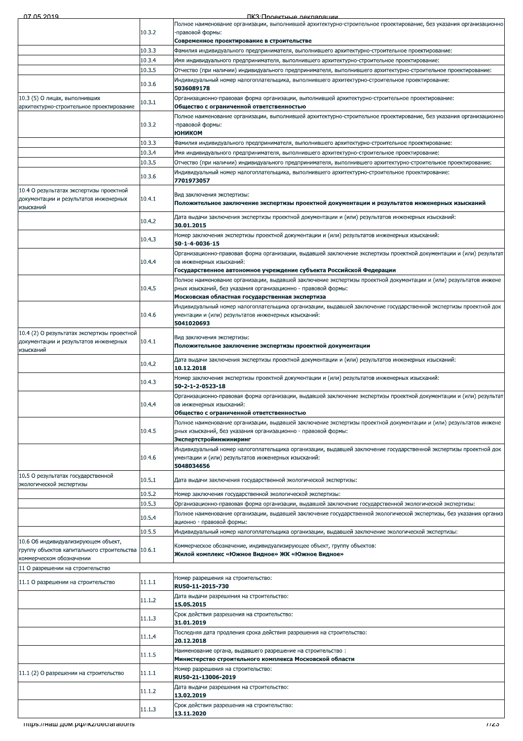| | | |
|---|---|---|
| | 10.3.2 | Полное наименование организации, выполнившей архитектурно-строительное проектирование, без указания организационно-правовой формы:<br>**Современное проектирование в строительстве** |
| | 10.3.3 | Фамилия индивидуального предпринимателя, выполнившего архитектурно-строительное проектирование: |
| | 10.3.4 | Имя индивидуального предпринимателя, выполнившего архитектурно-строительное проектирование: |
| | 10.3.5 | Отчество (при наличии) индивидуального предпринимателя, выполнившего архитектурно-строительное проектирование: |
| | 10.3.6 | Индивидуальный номер налогоплательщика, выполнившего архитектурно-строительное проектирование:<br>**5036089178** |
| 10.3 (5) О лицах, выполнивших архитектурно-строительное проектирование | 10.3.1 | Организационно-правовая форма организации, выполнившей архитектурно-строительное проектирование:<br>**Общество с ограниченной ответственностью** |
| | 10.3.2 | Полное наименование организации, выполнившей архитектурно-строительное проектирование, без указания организационно-правовой формы:<br>**ЮНИКОМ** |
| | 10.3.3 | Фамилия индивидуального предпринимателя, выполнившего архитектурно-строительное проектирование: |
| | 10.3.4 | Имя индивидуального предпринимателя, выполнившего архитектурно-строительное проектирование: |
| | 10.3.5 | Отчество (при наличии) индивидуального предпринимателя, выполнившего архитектурно-строительное проектирование: |
| | 10.3.6 | Индивидуальный номер налогоплательщика, выполнившего архитектурно-строительное проектирование:<br>**7701973057** |
| 10.4 О результатах экспертизы проектной документации и результатов инженерных изысканий | 10.4.1 | Вид заключения экспертизы:<br>**Положительное заключение экспертизы проектной документации и результатов инженерных изысканий** |
| | 10.4.2 | Дата выдачи заключения экспертизы проектной документации и (или) результатов инженерных изысканий:<br>**30.01.2015** |
| | 10.4.3 | Номер заключения экспертизы проектной документации и (или) результатов инженерных изысканий:<br>**50-1-4-0036-15** |
| | 10.4.4 | Организационно-правовая форма организации, выдавшей заключение экспертизы проектной документации и (или) результатов инженерных изысканий:<br>**Государственное автономное учреждение субъекта Российской Федерации** |
| | 10.4.5 | Полное наименование организации, выдавшей заключение экспертизы проектной документации и (или) результатов инженерных изысканий, без указания организационно - правовой формы:<br>**Московская областная государственная экспертиза** |
| | 10.4.6 | Индивидуальный номер налогоплательщика организации, выдавшей заключение государственной экспертизы проектной документации и (или) результатов инженерных изысканий:<br>**5041020693** |
| 10.4 (2) О результатах экспертизы проектной документации и результатов инженерных изысканий | 10.4.1 | Вид заключения экспертизы:<br>**Положительное заключение экспертизы проектной документации** |
| | 10.4.2 | Дата выдачи заключения экспертизы проектной документации и (или) результатов инженерных изысканий:<br>**10.12.2018** |
| | 10.4.3 | Номер заключения экспертизы проектной документации и (или) результатов инженерных изысканий:<br>**50-2-1-2-0523-18** |
| | 10.4.4 | Организационно-правовая форма организации, выдавшей заключение экспертизы проектной документации и (или) результатов инженерных изысканий:<br>**Общество с ограниченной ответственностью** |
| | 10.4.5 | Полное наименование организации, выдавшей заключение экспертизы проектной документации и (или) результатов инженерных изысканий, без указания организационно - правовой формы:<br>**Экспертстройинжиниринг** |
| | 10.4.6 | Индивидуальный номер налогоплательщика организации, выдавшей заключение государственной экспертизы проектной документации и (или) результатов инженерных изысканий:<br>**5048034656** |
| 10.5 О результатах государственной экологической экспертизы | 10.5.1 | Дата выдачи заключения государственной экологической экспертизы: |
| | 10.5.2 | Номер заключения государственной экологической экспертизы: |
| | 10.5.3 | Организационно-правовая форма организации, выдавшей заключение государственной экологической экспертизы: |
| | 10.5.4 | Полное наименование организации, выдавшей заключение государственной экологической экспертизы, без указания организационно - правовой формы: |
| | 10.5.5 | Индивидуальный номер налогоплательщика организации, выдавшей заключение экологической экспертизы: |
| 10.6 Об индивидуализирующем объект, группу объектов капитального строительства коммерческом обозначении | 10.6.1 | Коммерческое обозначение, индивидуализирующее объект, группу объектов:<br>**Жилой комплекс «Южное Видное» ЖК «Южное Видное»** |
| 11 О разрешении на строительство | | |
| 11.1 О разрешении на строительство | 11.1.1 | Номер разрешения на строительство:<br>**RU50-11-2015-730** |
| | 11.1.2 | Дата выдачи разрешения на строительство:<br>**15.05.2015** |
| | 11.1.3 | Срок действия разрешения на строительство:<br>**31.01.2019** |
| | 11.1.4 | Последняя дата продления срока действия разрешения на строительство:<br>**20.12.2018** |
| | 11.1.5 | Наименование органа, выдавшего разрешение на строительство :<br>**Министерство строительного комплекса Московской области** |
| 11.1 (2) О разрешении на строительство | 11.1.1 | Номер разрешения на строительство:<br>**RU50-21-13006-2019** |
| | 11.1.2 | Дата выдачи разрешения на строительство:<br>**13.02.2019** |
| | 11.1.3 | Срок действия разрешения на строительство:<br>**13.11.2020** |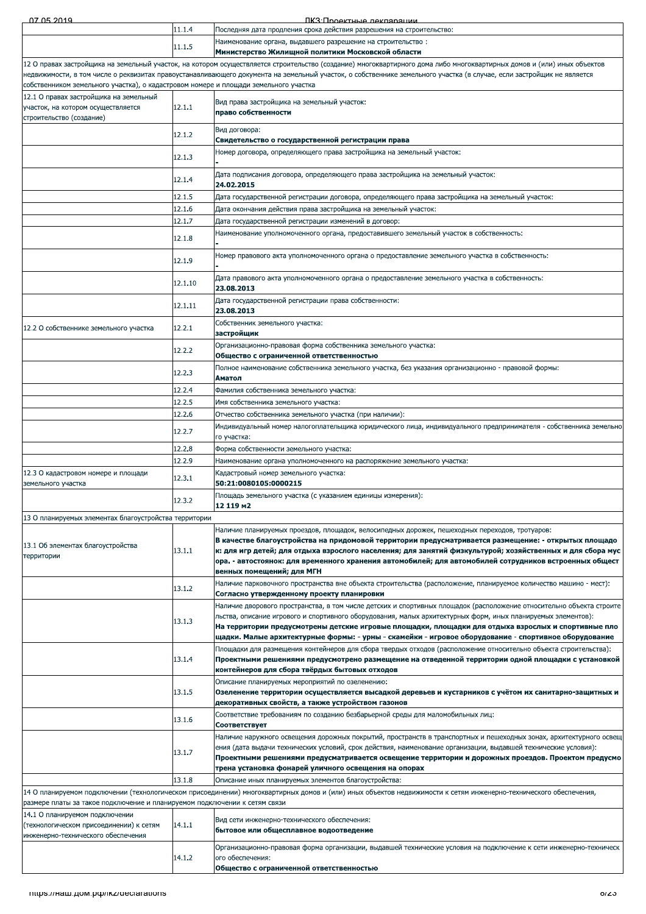| | | |
|---|---|---|
| | 11.1.4 | Последняя дата продления срока действия разрешения на строительство: |
| | 11.1.5 | Наименование органа, выдавшего разрешение на строительство :<br>**Министерство Жилищной политики Московской области** |
| 12 О правах застройщика на земельный участок, на котором осуществляется строительство (создание) многоквартирного дома либо многоквартирных домов и (или) иных объектов недвижимости, в том числе о реквизитах правоустанавливающего документа на земельный участок, о собственнике земельного участка (в случае, если застройщик не является собственником земельного участка), о кадастровом номере и площади земельного участка | | |
| 12.1 О правах застройщика на земельный участок, на котором осуществляется строительство (создание) | 12.1.1 | Вид права застройщика на земельный участок:<br>**право собственности** |
| | 12.1.2 | Вид договора:<br>**Свидетельство о государственной регистрации права** |
| | 12.1.3 | Номер договора, определяющего права застройщика на земельный участок:<br>**-** |
| | 12.1.4 | Дата подписания договора, определяющего права застройщика на земельный участок:<br>**24.02.2015** |
| | 12.1.5 | Дата государственной регистрации договора, определяющего права застройщика на земельный участок: |
| | 12.1.6 | Дата окончания действия права застройщика на земельный участок: |
| | 12.1.7 | Дата государственной регистрации изменений в договор: |
| | 12.1.8 | Наименование уполномоченного органа, предоставившего земельный участок в собственность:<br>**-** |
| | 12.1.9 | Номер правового акта уполномоченного органа о предоставление земельного участка в собственность:<br>**-** |
| | 12.1.10 | Дата правового акта уполномоченного органа о предоставление земельного участка в собственность:<br>**23.08.2013** |
| | 12.1.11 | Дата государственной регистрации права собственности:<br>**23.08.2013** |
| 12.2 О собственнике земельного участка | 12.2.1 | Собственник земельного участка:<br>**застройщик** |
| | 12.2.2 | Организационно-правовая форма собственника земельного участка:<br>**Общество с ограниченной ответственностью** |
| | 12.2.3 | Полное наименование собственника земельного участка, без указания организационно - правовой формы:<br>**Аматол** |
| | 12.2.4 | Фамилия собственника земельного участка: |
| | 12.2.5 | Имя собственника земельного участка: |
| | 12.2.6 | Отчество собственника земельного участка (при наличии): |
| | 12.2.7 | Индивидуальный номер налогоплательщика юридического лица, индивидуального предпринимателя - собственника земельного участка: |
| | 12.2.8 | Форма собственности земельного участка: |
| | 12.2.9 | Наименование органа уполномоченного на распоряжение земельного участка: |
| 12.3 О кадастровом номере и площади земельного участка | 12.3.1 | Кадастровый номер земельного участка:<br>**50:21:0080105:0000215** |
| | 12.3.2 | Площадь земельного участка (с указанием единицы измерения):<br>**12 119 м2** |
| 13 О планируемых элементах благоустройства территории | | |
| 13.1 Об элементах благоустройства территории | 13.1.1 | Наличие планируемых проездов, площадок, велосипедных дорожек, пешеходных переходов, тротуаров:<br>**В качестве благоустройства на придомовой территории предусматривается размещение: - открытых площадок: для игр детей; для отдыха взрослого населения; для занятий физкультурой; хозяйственных и для сбора мусора. - автостоянок: для временного хранения автомобилей; для автомобилей сотрудников встроенных общественных помещений; для МГН** |
| | 13.1.2 | Наличие парковочного пространства вне объекта строительства (расположение, планируемое количество машино - мест):<br>**Согласно утвержденному проекту планировки** |
| | 13.1.3 | Наличие дворового пространства, в том числе детских и спортивных площадок (расположение относительно объекта строительства, описание игрового и спортивного оборудования, малых архитектурных форм, иных планируемых элементов):<br>**На территории предусмотрены детские игровые площадки, площадки для отдыха взрослых и спортивные площадки. Малые архитектурные формы: - урны - скамейки - игровое оборудование - спортивное оборудование** |
| | 13.1.4 | Площадки для размещения контейнеров для сбора твердых отходов (расположение относительно объекта строительства):<br>**Проектными решениями предусмотрено размещение на отведенной территории одной площадки с установкой контейнеров для сбора твёрдых бытовых отходов** |
| | 13.1.5 | Описание планируемых мероприятий по озеленению:<br>**Озеленение территории осуществляется высадкой деревьев и кустарников с учётом их санитарно-защитных и декоративных свойств, а также устройством газонов** |
| | 13.1.6 | Соответствие требованиям по созданию безбарьерной среды для маломобильных лиц:<br>**Соответствует** |
| | 13.1.7 | Наличие наружного освещения дорожных покрытий, пространств в транспортных и пешеходных зонах, архитектурного освещения (дата выдачи технических условий, срок действия, наименование организации, выдавшей технические условия):<br>**Проектными решениями предусматривается освещение территории и дорожных проездов. Проектом предусмотрена установка фонарей уличного освещения на опорах** |
| | 13.1.8 | Описание иных планируемых элементов благоустройства: |
| 14 О планируемом подключении (технологическом присоединении) многоквартирных домов и (или) иных объектов недвижимости к сетям инженерно-технического обеспечения, размере платы за такое подключение и планируемом подключении к сетям связи | | |
| 14.1 О планируемом подключении (технологическом присоединении) к сетям инженерно-технического обеспечения | 14.1.1 | Вид сети инженерно-технического обеспечения:<br>**бытовое или общесплавное водоотведение** |
| | 14.1.2 | Организационно-правовая форма организации, выдавшей технические условия на подключение к сети инженерно-технического обеспечения:<br>**Общество с ограниченной ответственностью** |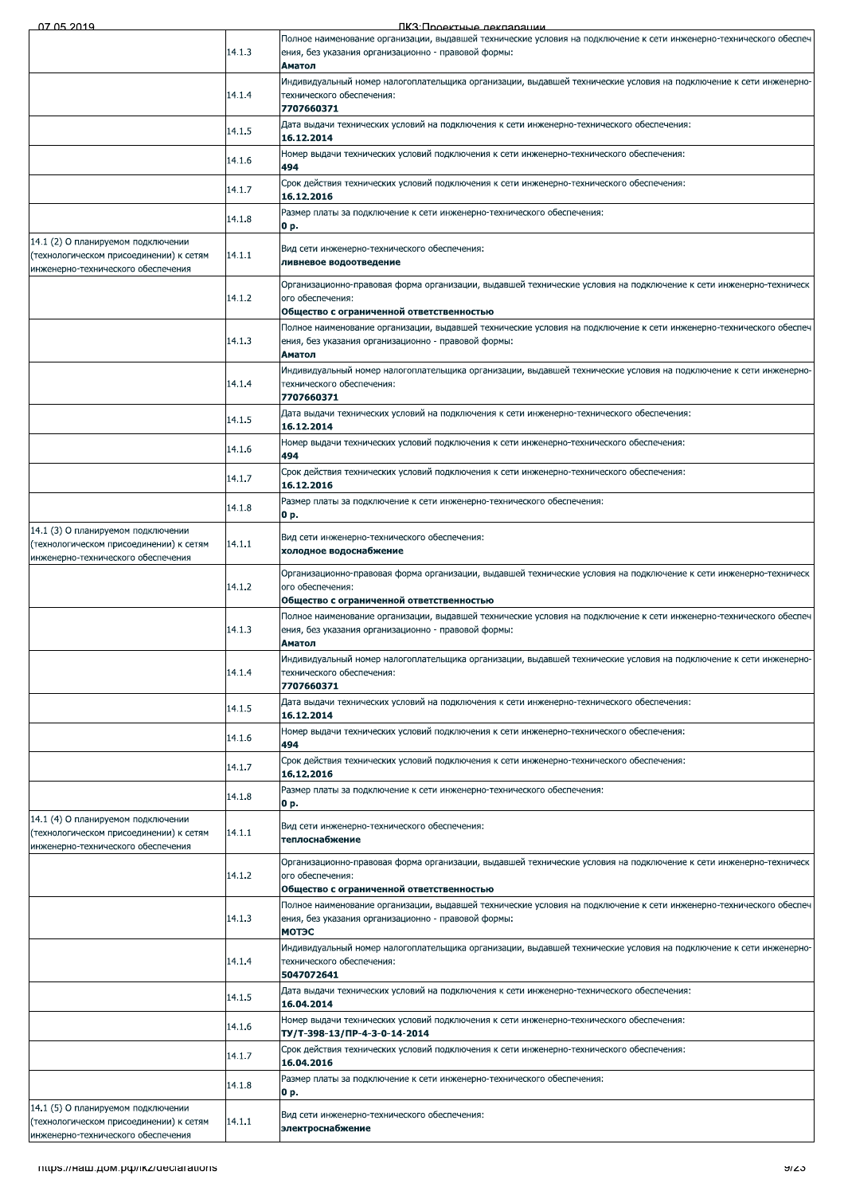| | | |
|---|---|---|
| | 14.1.3 | Полное наименование организации, выдавшей технические условия на подключение к сети инженерно-технического обеспечения, без указания организационно - правовой формы:<br>**Аматол** |
| | 14.1.4 | Индивидуальный номер налогоплательщика организации, выдавшей технические условия на подключение к сети инженерно-технического обеспечения:<br>**7707660371** |
| | 14.1.5 | Дата выдачи технических условий на подключения к сети инженерно-технического обеспечения:<br>**16.12.2014** |
| | 14.1.6 | Номер выдачи технических условий подключения к сети инженерно-технического обеспечения:<br>**494** |
| | 14.1.7 | Срок действия технических условий подключения к сети инженерно-технического обеспечения:<br>**16.12.2016** |
| | 14.1.8 | Размер платы за подключение к сети инженерно-технического обеспечения:<br>**0 р.** |
| 14.1 (2) О планируемом подключении (технологическом присоединении) к сетям инженерно-технического обеспечения | 14.1.1 | Вид сети инженерно-технического обеспечения:<br>**ливневое водоотведение** |
| | 14.1.2 | Организационно-правовая форма организации, выдавшей технические условия на подключение к сети инженерно-технического обеспечения:<br>**Общество с ограниченной ответственностью** |
| | 14.1.3 | Полное наименование организации, выдавшей технические условия на подключение к сети инженерно-технического обеспечения, без указания организационно - правовой формы:<br>**Аматол** |
| | 14.1.4 | Индивидуальный номер налогоплательщика организации, выдавшей технические условия на подключение к сети инженерно-технического обеспечения:<br>**7707660371** |
| | 14.1.5 | Дата выдачи технических условий на подключения к сети инженерно-технического обеспечения:<br>**16.12.2014** |
| | 14.1.6 | Номер выдачи технических условий подключения к сети инженерно-технического обеспечения:<br>**494** |
| | 14.1.7 | Срок действия технических условий подключения к сети инженерно-технического обеспечения:<br>**16.12.2016** |
| | 14.1.8 | Размер платы за подключение к сети инженерно-технического обеспечения:<br>**0 р.** |
| 14.1 (3) О планируемом подключении (технологическом присоединении) к сетям инженерно-технического обеспечения | 14.1.1 | Вид сети инженерно-технического обеспечения:<br>**холодное водоснабжение** |
| | 14.1.2 | Организационно-правовая форма организации, выдавшей технические условия на подключение к сети инженерно-технического обеспечения:<br>**Общество с ограниченной ответственностью** |
| | 14.1.3 | Полное наименование организации, выдавшей технические условия на подключение к сети инженерно-технического обеспечения, без указания организационно - правовой формы:<br>**Аматол** |
| | 14.1.4 | Индивидуальный номер налогоплательщика организации, выдавшей технические условия на подключение к сети инженерно-технического обеспечения:<br>**7707660371** |
| | 14.1.5 | Дата выдачи технических условий на подключения к сети инженерно-технического обеспечения:<br>**16.12.2014** |
| | 14.1.6 | Номер выдачи технических условий подключения к сети инженерно-технического обеспечения:<br>**494** |
| | 14.1.7 | Срок действия технических условий подключения к сети инженерно-технического обеспечения:<br>**16.12.2016** |
| | 14.1.8 | Размер платы за подключение к сети инженерно-технического обеспечения:<br>**0 р.** |
| 14.1 (4) О планируемом подключении (технологическом присоединении) к сетям инженерно-технического обеспечения | 14.1.1 | Вид сети инженерно-технического обеспечения:<br>**теплоснабжение** |
| | 14.1.2 | Организационно-правовая форма организации, выдавшей технические условия на подключение к сети инженерно-технического обеспечения:<br>**Общество с ограниченной ответственностью** |
| | 14.1.3 | Полное наименование организации, выдавшей технические условия на подключение к сети инженерно-технического обеспечения, без указания организационно - правовой формы:<br>**МОТЭС** |
| | 14.1.4 | Индивидуальный номер налогоплательщика организации, выдавшей технические условия на подключение к сети инженерно-технического обеспечения:<br>**5047072641** |
| | 14.1.5 | Дата выдачи технических условий на подключения к сети инженерно-технического обеспечения:<br>**16.04.2014** |
| | 14.1.6 | Номер выдачи технических условий подключения к сети инженерно-технического обеспечения:<br>**ТУ/Т-398-13/ПР-4-3-0-14-2014** |
| | 14.1.7 | Срок действия технических условий подключения к сети инженерно-технического обеспечения:<br>**16.04.2016** |
| | 14.1.8 | Размер платы за подключение к сети инженерно-технического обеспечения:<br>**0 р.** |
| 14.1 (5) О планируемом подключении (технологическом присоединении) к сетям инженерно-технического обеспечения | 14.1.1 | Вид сети инженерно-технического обеспечения:<br>**электроснабжение** |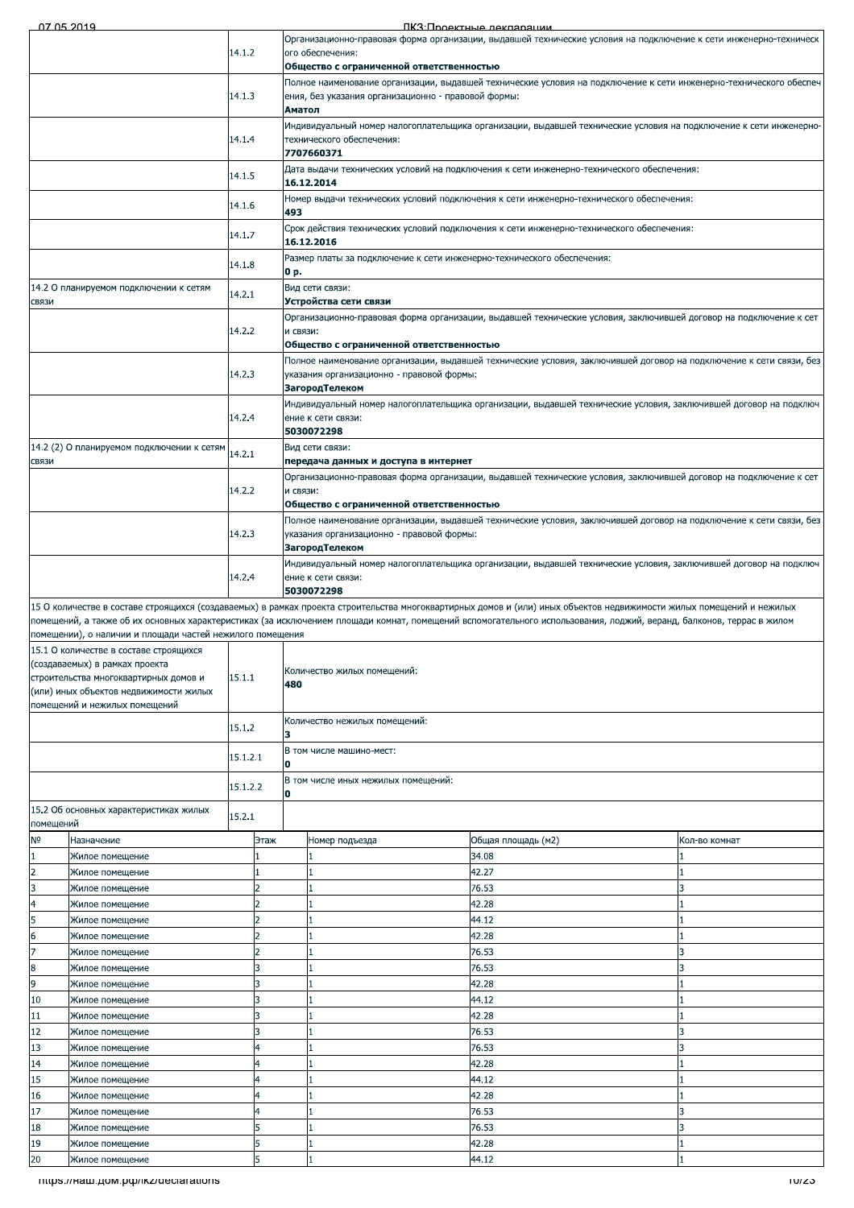| | | |
|---|---|---|
| | 14.1.2 | Организационно-правовая форма организации, выдавшей технические условия на подключение к сети инженерно-технического обеспечения:<br>**Общество с ограниченной ответственностью** |
| | 14.1.3 | Полное наименование организации, выдавшей технические условия на подключение к сети инженерно-технического обеспечения, без указания организационно - правовой формы:<br>**Аматол** |
| | 14.1.4 | Индивидуальный номер налогоплательщика организации, выдавшей технические условия на подключение к сети инженерно-технического обеспечения:<br>**7707660371** |
| | 14.1.5 | Дата выдачи технических условий на подключения к сети инженерно-технического обеспечения:<br>**16.12.2014** |
| | 14.1.6 | Номер выдачи технических условий подключения к сети инженерно-технического обеспечения:<br>**493** |
| | 14.1.7 | Срок действия технических условий подключения к сети инженерно-технического обеспечения:<br>**16.12.2016** |
| | 14.1.8 | Размер платы за подключение к сети инженерно-технического обеспечения:<br>**0 р.** |
| 14.2 О планируемом подключении к сетям связи | 14.2.1 | Вид сети связи:<br>**Устройства сети связи** |
| | 14.2.2 | Организационно-правовая форма организации, выдавшей технические условия, заключившей договор на подключение к сети связи:<br>**Общество с ограниченной ответственностью** |
| | 14.2.3 | Полное наименование организации, выдавшей технические условия, заключившей договор на подключение к сети связи, без указания организационно - правовой формы:<br>**ЗагородТелеком** |
| | 14.2.4 | Индивидуальный номер налогоплательщика организации, выдавшей технические условия, заключившей договор на подключение к сети связи:<br>**5030072298** |
| 14.2 (2) О планируемом подключении к сетям связи | 14.2.1 | Вид сети связи:<br>**передача данных и доступа в интернет** |
| | 14.2.2 | Организационно-правовая форма организации, выдавшей технические условия, заключившей договор на подключение к сети связи:<br>**Общество с ограниченной ответственностью** |
| | 14.2.3 | Полное наименование организации, выдавшей технические условия, заключившей договор на подключение к сети связи, без указания организационно - правовой формы:<br>**ЗагородТелеком** |
| | 14.2.4 | Индивидуальный номер налогоплательщика организации, выдавшей технические условия, заключившей договор на подключение к сети связи:<br>**5030072298** |

15 О количестве в составе строящихся (создаваемых) в рамках проекта строительства многоквартирных домов и (или) иных объектов недвижимости жилых помещений и нежилых помещений, а также об их основных характеристиках (за исключением площади комнат, помещений вспомогательного использования, лоджий, веранд, балконов, террас в жилом помещении), о наличии и площади частей нежилого помещения

| | | |
|---|---|---|
| 15.1 О количестве в составе строящихся (создаваемых) в рамках проекта строительства многоквартирных домов и (или) иных объектов недвижимости жилых помещений и нежилых помещений | 15.1.1 | Количество жилых помещений:<br>**480** |
| | 15.1.2 | Количество нежилых помещений:<br>**3** |
| | 15.1.2.1 | В том числе машино-мест:<br>**0** |
| | 15.1.2.2 | В том числе иных нежилых помещений:<br>**0** |
| 15.2 Об основных характеристиках жилых помещений | 15.2.1 | |

| № | Назначение | Этаж | Номер подъезда | Общая площадь (м2) | Кол-во комнат |
|---|---|---|---|---|---|
| 1 | Жилое помещение | 1 | 1 | 34.08 | 1 |
| 2 | Жилое помещение | 1 | 1 | 42.27 | 1 |
| 3 | Жилое помещение | 2 | 1 | 76.53 | 3 |
| 4 | Жилое помещение | 2 | 1 | 42.28 | 1 |
| 5 | Жилое помещение | 2 | 1 | 44.12 | 1 |
| 6 | Жилое помещение | 2 | 1 | 42.28 | 1 |
| 7 | Жилое помещение | 2 | 1 | 76.53 | 3 |
| 8 | Жилое помещение | 3 | 1 | 76.53 | 3 |
| 9 | Жилое помещение | 3 | 1 | 42.28 | 1 |
| 10 | Жилое помещение | 3 | 1 | 44.12 | 1 |
| 11 | Жилое помещение | 3 | 1 | 42.28 | 1 |
| 12 | Жилое помещение | 3 | 1 | 76.53 | 3 |
| 13 | Жилое помещение | 4 | 1 | 76.53 | 3 |
| 14 | Жилое помещение | 4 | 1 | 42.28 | 1 |
| 15 | Жилое помещение | 4 | 1 | 44.12 | 1 |
| 16 | Жилое помещение | 4 | 1 | 42.28 | 1 |
| 17 | Жилое помещение | 4 | 1 | 76.53 | 3 |
| 18 | Жилое помещение | 5 | 1 | 76.53 | 3 |
| 19 | Жилое помещение | 5 | 1 | 42.28 | 1 |
| 20 | Жилое помещение | 5 | 1 | 44.12 | 1 |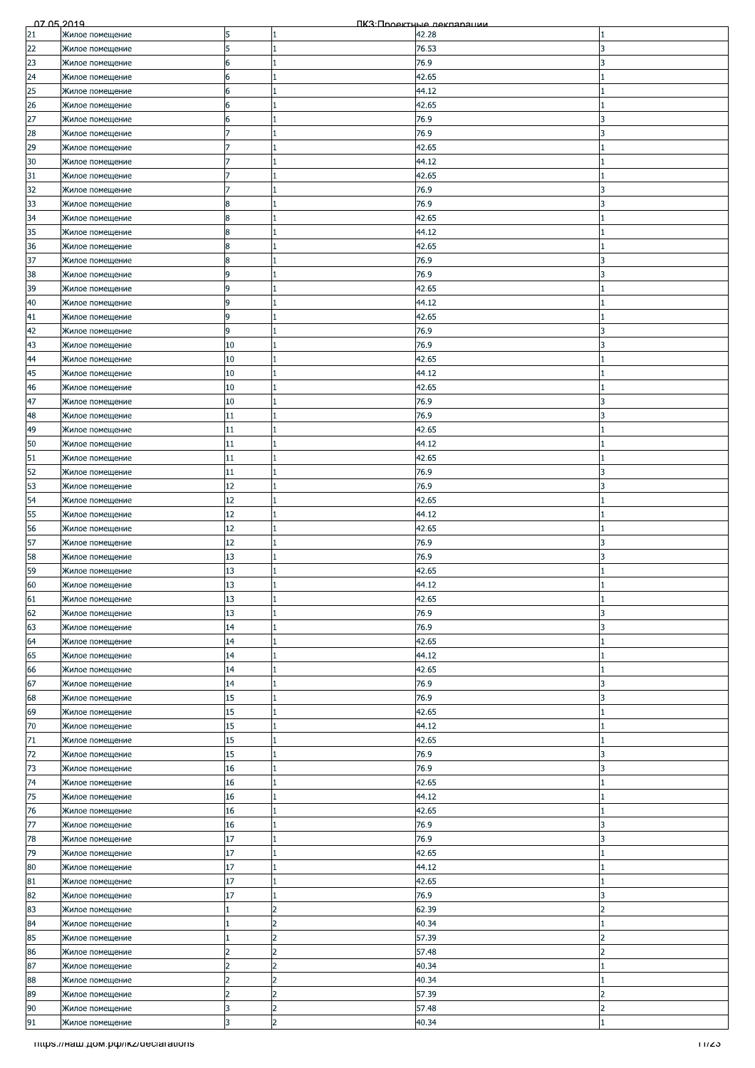| | | | | | |
|---|---|---|---|---|---|
| 21 | Жилое помещение | 5 | 1 | 42.28 | 1 |
| 22 | Жилое помещение | 5 | 1 | 76.53 | 3 |
| 23 | Жилое помещение | 6 | 1 | 76.9 | 3 |
| 24 | Жилое помещение | 6 | 1 | 42.65 | 1 |
| 25 | Жилое помещение | 6 | 1 | 44.12 | 1 |
| 26 | Жилое помещение | 6 | 1 | 42.65 | 1 |
| 27 | Жилое помещение | 6 | 1 | 76.9 | 3 |
| 28 | Жилое помещение | 7 | 1 | 76.9 | 3 |
| 29 | Жилое помещение | 7 | 1 | 42.65 | 1 |
| 30 | Жилое помещение | 7 | 1 | 44.12 | 1 |
| 31 | Жилое помещение | 7 | 1 | 42.65 | 1 |
| 32 | Жилое помещение | 7 | 1 | 76.9 | 3 |
| 33 | Жилое помещение | 8 | 1 | 76.9 | 3 |
| 34 | Жилое помещение | 8 | 1 | 42.65 | 1 |
| 35 | Жилое помещение | 8 | 1 | 44.12 | 1 |
| 36 | Жилое помещение | 8 | 1 | 42.65 | 1 |
| 37 | Жилое помещение | 8 | 1 | 76.9 | 3 |
| 38 | Жилое помещение | 9 | 1 | 76.9 | 3 |
| 39 | Жилое помещение | 9 | 1 | 42.65 | 1 |
| 40 | Жилое помещение | 9 | 1 | 44.12 | 1 |
| 41 | Жилое помещение | 9 | 1 | 42.65 | 1 |
| 42 | Жилое помещение | 9 | 1 | 76.9 | 3 |
| 43 | Жилое помещение | 10 | 1 | 76.9 | 3 |
| 44 | Жилое помещение | 10 | 1 | 42.65 | 1 |
| 45 | Жилое помещение | 10 | 1 | 44.12 | 1 |
| 46 | Жилое помещение | 10 | 1 | 42.65 | 1 |
| 47 | Жилое помещение | 10 | 1 | 76.9 | 3 |
| 48 | Жилое помещение | 11 | 1 | 76.9 | 3 |
| 49 | Жилое помещение | 11 | 1 | 42.65 | 1 |
| 50 | Жилое помещение | 11 | 1 | 44.12 | 1 |
| 51 | Жилое помещение | 11 | 1 | 42.65 | 1 |
| 52 | Жилое помещение | 11 | 1 | 76.9 | 3 |
| 53 | Жилое помещение | 12 | 1 | 76.9 | 3 |
| 54 | Жилое помещение | 12 | 1 | 42.65 | 1 |
| 55 | Жилое помещение | 12 | 1 | 44.12 | 1 |
| 56 | Жилое помещение | 12 | 1 | 42.65 | 1 |
| 57 | Жилое помещение | 12 | 1 | 76.9 | 3 |
| 58 | Жилое помещение | 13 | 1 | 76.9 | 3 |
| 59 | Жилое помещение | 13 | 1 | 42.65 | 1 |
| 60 | Жилое помещение | 13 | 1 | 44.12 | 1 |
| 61 | Жилое помещение | 13 | 1 | 42.65 | 1 |
| 62 | Жилое помещение | 13 | 1 | 76.9 | 3 |
| 63 | Жилое помещение | 14 | 1 | 76.9 | 3 |
| 64 | Жилое помещение | 14 | 1 | 42.65 | 1 |
| 65 | Жилое помещение | 14 | 1 | 44.12 | 1 |
| 66 | Жилое помещение | 14 | 1 | 42.65 | 1 |
| 67 | Жилое помещение | 14 | 1 | 76.9 | 3 |
| 68 | Жилое помещение | 15 | 1 | 76.9 | 3 |
| 69 | Жилое помещение | 15 | 1 | 42.65 | 1 |
| 70 | Жилое помещение | 15 | 1 | 44.12 | 1 |
| 71 | Жилое помещение | 15 | 1 | 42.65 | 1 |
| 72 | Жилое помещение | 15 | 1 | 76.9 | 3 |
| 73 | Жилое помещение | 16 | 1 | 76.9 | 3 |
| 74 | Жилое помещение | 16 | 1 | 42.65 | 1 |
| 75 | Жилое помещение | 16 | 1 | 44.12 | 1 |
| 76 | Жилое помещение | 16 | 1 | 42.65 | 1 |
| 77 | Жилое помещение | 16 | 1 | 76.9 | 3 |
| 78 | Жилое помещение | 17 | 1 | 76.9 | 3 |
| 79 | Жилое помещение | 17 | 1 | 42.65 | 1 |
| 80 | Жилое помещение | 17 | 1 | 44.12 | 1 |
| 81 | Жилое помещение | 17 | 1 | 42.65 | 1 |
| 82 | Жилое помещение | 17 | 1 | 76.9 | 3 |
| 83 | Жилое помещение | 1 | 2 | 62.39 | 2 |
| 84 | Жилое помещение | 1 | 2 | 40.34 | 1 |
| 85 | Жилое помещение | 1 | 2 | 57.39 | 2 |
| 86 | Жилое помещение | 2 | 2 | 57.48 | 2 |
| 87 | Жилое помещение | 2 | 2 | 40.34 | 1 |
| 88 | Жилое помещение | 2 | 2 | 40.34 | 1 |
| 89 | Жилое помещение | 2 | 2 | 57.39 | 2 |
| 90 | Жилое помещение | 3 | 2 | 57.48 | 2 |
| 91 | Жилое помещение | 3 | 2 | 40.34 | 1 |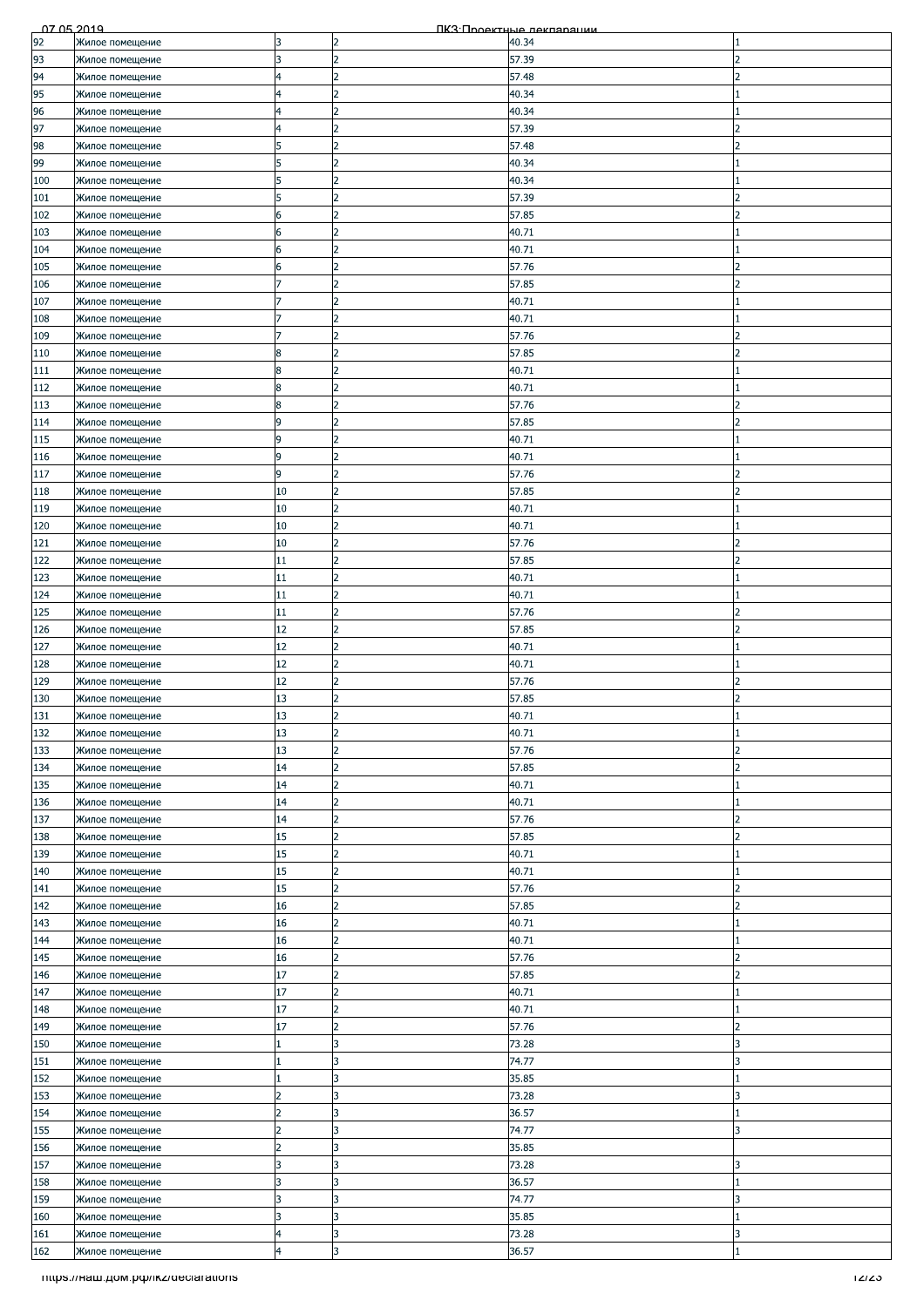| | | | | | |
|---|---|---|---|---|---|
| 92 | Жилое помещение | 3 | 2 | 40.34 | 1 |
| 93 | Жилое помещение | 3 | 2 | 57.39 | 2 |
| 94 | Жилое помещение | 4 | 2 | 57.48 | 2 |
| 95 | Жилое помещение | 4 | 2 | 40.34 | 1 |
| 96 | Жилое помещение | 4 | 2 | 40.34 | 1 |
| 97 | Жилое помещение | 4 | 2 | 57.39 | 2 |
| 98 | Жилое помещение | 5 | 2 | 57.48 | 2 |
| 99 | Жилое помещение | 5 | 2 | 40.34 | 1 |
| 100 | Жилое помещение | 5 | 2 | 40.34 | 1 |
| 101 | Жилое помещение | 5 | 2 | 57.39 | 2 |
| 102 | Жилое помещение | 6 | 2 | 57.85 | 2 |
| 103 | Жилое помещение | 6 | 2 | 40.71 | 1 |
| 104 | Жилое помещение | 6 | 2 | 40.71 | 1 |
| 105 | Жилое помещение | 6 | 2 | 57.76 | 2 |
| 106 | Жилое помещение | 7 | 2 | 57.85 | 2 |
| 107 | Жилое помещение | 7 | 2 | 40.71 | 1 |
| 108 | Жилое помещение | 7 | 2 | 40.71 | 1 |
| 109 | Жилое помещение | 7 | 2 | 57.76 | 2 |
| 110 | Жилое помещение | 8 | 2 | 57.85 | 2 |
| 111 | Жилое помещение | 8 | 2 | 40.71 | 1 |
| 112 | Жилое помещение | 8 | 2 | 40.71 | 1 |
| 113 | Жилое помещение | 8 | 2 | 57.76 | 2 |
| 114 | Жилое помещение | 9 | 2 | 57.85 | 2 |
| 115 | Жилое помещение | 9 | 2 | 40.71 | 1 |
| 116 | Жилое помещение | 9 | 2 | 40.71 | 1 |
| 117 | Жилое помещение | 9 | 2 | 57.76 | 2 |
| 118 | Жилое помещение | 10 | 2 | 57.85 | 2 |
| 119 | Жилое помещение | 10 | 2 | 40.71 | 1 |
| 120 | Жилое помещение | 10 | 2 | 40.71 | 1 |
| 121 | Жилое помещение | 10 | 2 | 57.76 | 2 |
| 122 | Жилое помещение | 11 | 2 | 57.85 | 2 |
| 123 | Жилое помещение | 11 | 2 | 40.71 | 1 |
| 124 | Жилое помещение | 11 | 2 | 40.71 | 1 |
| 125 | Жилое помещение | 11 | 2 | 57.76 | 2 |
| 126 | Жилое помещение | 12 | 2 | 57.85 | 2 |
| 127 | Жилое помещение | 12 | 2 | 40.71 | 1 |
| 128 | Жилое помещение | 12 | 2 | 40.71 | 1 |
| 129 | Жилое помещение | 12 | 2 | 57.76 | 2 |
| 130 | Жилое помещение | 13 | 2 | 57.85 | 2 |
| 131 | Жилое помещение | 13 | 2 | 40.71 | 1 |
| 132 | Жилое помещение | 13 | 2 | 40.71 | 1 |
| 133 | Жилое помещение | 13 | 2 | 57.76 | 2 |
| 134 | Жилое помещение | 14 | 2 | 57.85 | 2 |
| 135 | Жилое помещение | 14 | 2 | 40.71 | 1 |
| 136 | Жилое помещение | 14 | 2 | 40.71 | 1 |
| 137 | Жилое помещение | 14 | 2 | 57.76 | 2 |
| 138 | Жилое помещение | 15 | 2 | 57.85 | 2 |
| 139 | Жилое помещение | 15 | 2 | 40.71 | 1 |
| 140 | Жилое помещение | 15 | 2 | 40.71 | 1 |
| 141 | Жилое помещение | 15 | 2 | 57.76 | 2 |
| 142 | Жилое помещение | 16 | 2 | 57.85 | 2 |
| 143 | Жилое помещение | 16 | 2 | 40.71 | 1 |
| 144 | Жилое помещение | 16 | 2 | 40.71 | 1 |
| 145 | Жилое помещение | 16 | 2 | 57.76 | 2 |
| 146 | Жилое помещение | 17 | 2 | 57.85 | 2 |
| 147 | Жилое помещение | 17 | 2 | 40.71 | 1 |
| 148 | Жилое помещение | 17 | 2 | 40.71 | 1 |
| 149 | Жилое помещение | 17 | 2 | 57.76 | 2 |
| 150 | Жилое помещение | 1 | 3 | 73.28 | 3 |
| 151 | Жилое помещение | 1 | 3 | 74.77 | 3 |
| 152 | Жилое помещение | 1 | 3 | 35.85 | 1 |
| 153 | Жилое помещение | 2 | 3 | 73.28 | 3 |
| 154 | Жилое помещение | 2 | 3 | 36.57 | 1 |
| 155 | Жилое помещение | 2 | 3 | 74.77 | 3 |
| 156 | Жилое помещение | 2 | 3 | 35.85 | |
| 157 | Жилое помещение | 3 | 3 | 73.28 | 3 |
| 158 | Жилое помещение | 3 | 3 | 36.57 | 1 |
| 159 | Жилое помещение | 3 | 3 | 74.77 | 3 |
| 160 | Жилое помещение | 3 | 3 | 35.85 | 1 |
| 161 | Жилое помещение | 4 | 3 | 73.28 | 3 |
| 162 | Жилое помещение | 4 | 3 | 36.57 | 1 |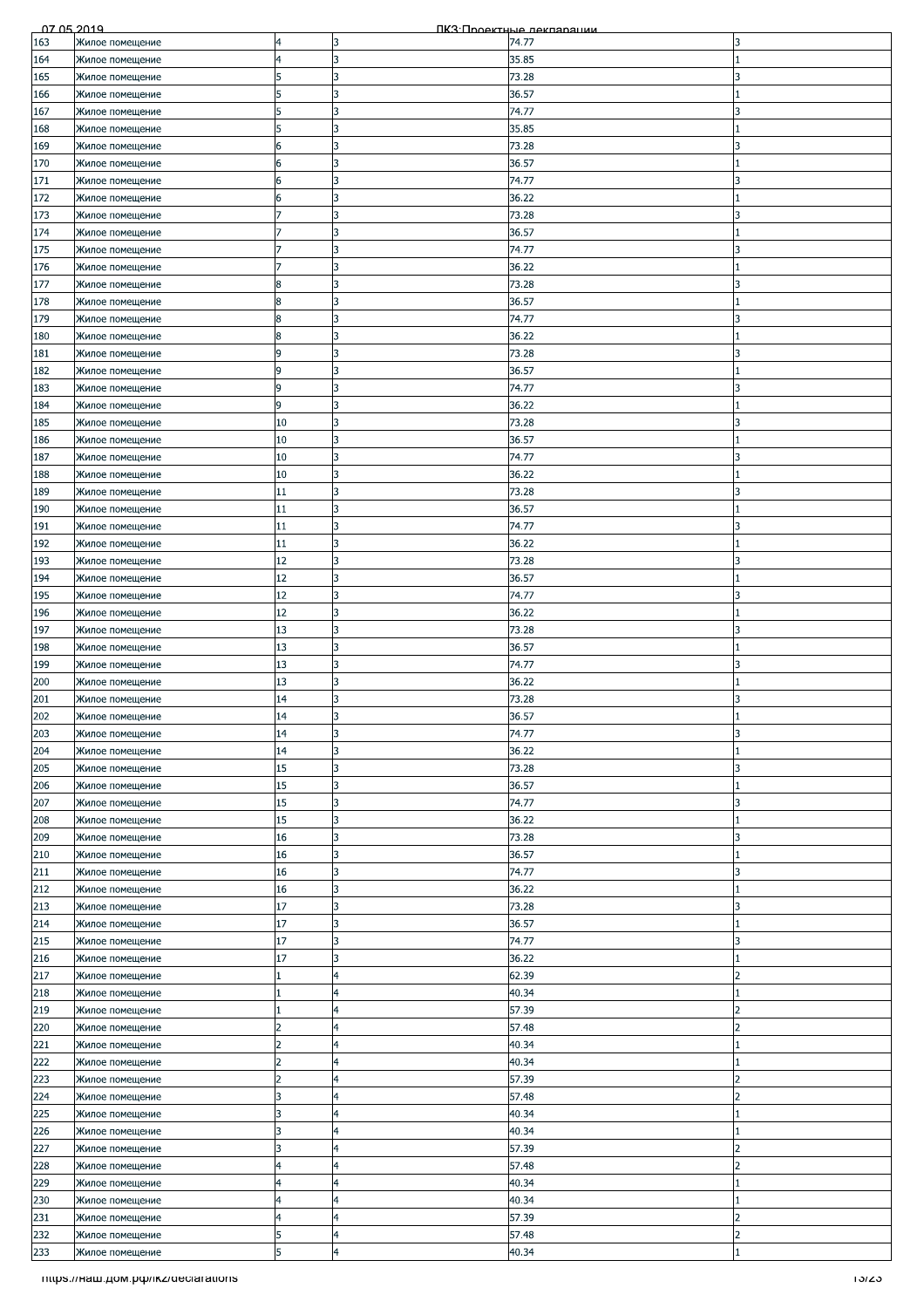| 163 | Жилое помещение | 4 | 3 | 74.77 | 3 |
|---|---|---|---|---|---|
| 164 | Жилое помещение | 4 | 3 | 35.85 | 1 |
| 165 | Жилое помещение | 5 | 3 | 73.28 | 3 |
| 166 | Жилое помещение | 5 | 3 | 36.57 | 1 |
| 167 | Жилое помещение | 5 | 3 | 74.77 | 3 |
| 168 | Жилое помещение | 5 | 3 | 35.85 | 1 |
| 169 | Жилое помещение | 6 | 3 | 73.28 | 3 |
| 170 | Жилое помещение | 6 | 3 | 36.57 | 1 |
| 171 | Жилое помещение | 6 | 3 | 74.77 | 3 |
| 172 | Жилое помещение | 6 | 3 | 36.22 | 1 |
| 173 | Жилое помещение | 7 | 3 | 73.28 | 3 |
| 174 | Жилое помещение | 7 | 3 | 36.57 | 1 |
| 175 | Жилое помещение | 7 | 3 | 74.77 | 3 |
| 176 | Жилое помещение | 7 | 3 | 36.22 | 1 |
| 177 | Жилое помещение | 8 | 3 | 73.28 | 3 |
| 178 | Жилое помещение | 8 | 3 | 36.57 | 1 |
| 179 | Жилое помещение | 8 | 3 | 74.77 | 3 |
| 180 | Жилое помещение | 8 | 3 | 36.22 | 1 |
| 181 | Жилое помещение | 9 | 3 | 73.28 | 3 |
| 182 | Жилое помещение | 9 | 3 | 36.57 | 1 |
| 183 | Жилое помещение | 9 | 3 | 74.77 | 3 |
| 184 | Жилое помещение | 9 | 3 | 36.22 | 1 |
| 185 | Жилое помещение | 10 | 3 | 73.28 | 3 |
| 186 | Жилое помещение | 10 | 3 | 36.57 | 1 |
| 187 | Жилое помещение | 10 | 3 | 74.77 | 3 |
| 188 | Жилое помещение | 10 | 3 | 36.22 | 1 |
| 189 | Жилое помещение | 11 | 3 | 73.28 | 3 |
| 190 | Жилое помещение | 11 | 3 | 36.57 | 1 |
| 191 | Жилое помещение | 11 | 3 | 74.77 | 3 |
| 192 | Жилое помещение | 11 | 3 | 36.22 | 1 |
| 193 | Жилое помещение | 12 | 3 | 73.28 | 3 |
| 194 | Жилое помещение | 12 | 3 | 36.57 | 1 |
| 195 | Жилое помещение | 12 | 3 | 74.77 | 3 |
| 196 | Жилое помещение | 12 | 3 | 36.22 | 1 |
| 197 | Жилое помещение | 13 | 3 | 73.28 | 3 |
| 198 | Жилое помещение | 13 | 3 | 36.57 | 1 |
| 199 | Жилое помещение | 13 | 3 | 74.77 | 3 |
| 200 | Жилое помещение | 13 | 3 | 36.22 | 1 |
| 201 | Жилое помещение | 14 | 3 | 73.28 | 3 |
| 202 | Жилое помещение | 14 | 3 | 36.57 | 1 |
| 203 | Жилое помещение | 14 | 3 | 74.77 | 3 |
| 204 | Жилое помещение | 14 | 3 | 36.22 | 1 |
| 205 | Жилое помещение | 15 | 3 | 73.28 | 3 |
| 206 | Жилое помещение | 15 | 3 | 36.57 | 1 |
| 207 | Жилое помещение | 15 | 3 | 74.77 | 3 |
| 208 | Жилое помещение | 15 | 3 | 36.22 | 1 |
| 209 | Жилое помещение | 16 | 3 | 73.28 | 3 |
| 210 | Жилое помещение | 16 | 3 | 36.57 | 1 |
| 211 | Жилое помещение | 16 | 3 | 74.77 | 3 |
| 212 | Жилое помещение | 16 | 3 | 36.22 | 1 |
| 213 | Жилое помещение | 17 | 3 | 73.28 | 3 |
| 214 | Жилое помещение | 17 | 3 | 36.57 | 1 |
| 215 | Жилое помещение | 17 | 3 | 74.77 | 3 |
| 216 | Жилое помещение | 17 | 3 | 36.22 | 1 |
| 217 | Жилое помещение | 1 | 4 | 62.39 | 2 |
| 218 | Жилое помещение | 1 | 4 | 40.34 | 1 |
| 219 | Жилое помещение | 1 | 4 | 57.39 | 2 |
| 220 | Жилое помещение | 2 | 4 | 57.48 | 2 |
| 221 | Жилое помещение | 2 | 4 | 40.34 | 1 |
| 222 | Жилое помещение | 2 | 4 | 40.34 | 1 |
| 223 | Жилое помещение | 2 | 4 | 57.39 | 2 |
| 224 | Жилое помещение | 3 | 4 | 57.48 | 2 |
| 225 | Жилое помещение | 3 | 4 | 40.34 | 1 |
| 226 | Жилое помещение | 3 | 4 | 40.34 | 1 |
| 227 | Жилое помещение | 3 | 4 | 57.39 | 2 |
| 228 | Жилое помещение | 4 | 4 | 57.48 | 2 |
| 229 | Жилое помещение | 4 | 4 | 40.34 | 1 |
| 230 | Жилое помещение | 4 | 4 | 40.34 | 1 |
| 231 | Жилое помещение | 4 | 4 | 57.39 | 2 |
| 232 | Жилое помещение | 5 | 4 | 57.48 | 2 |
| 233 | Жилое помещение | 5 | 4 | 40.34 | 1 |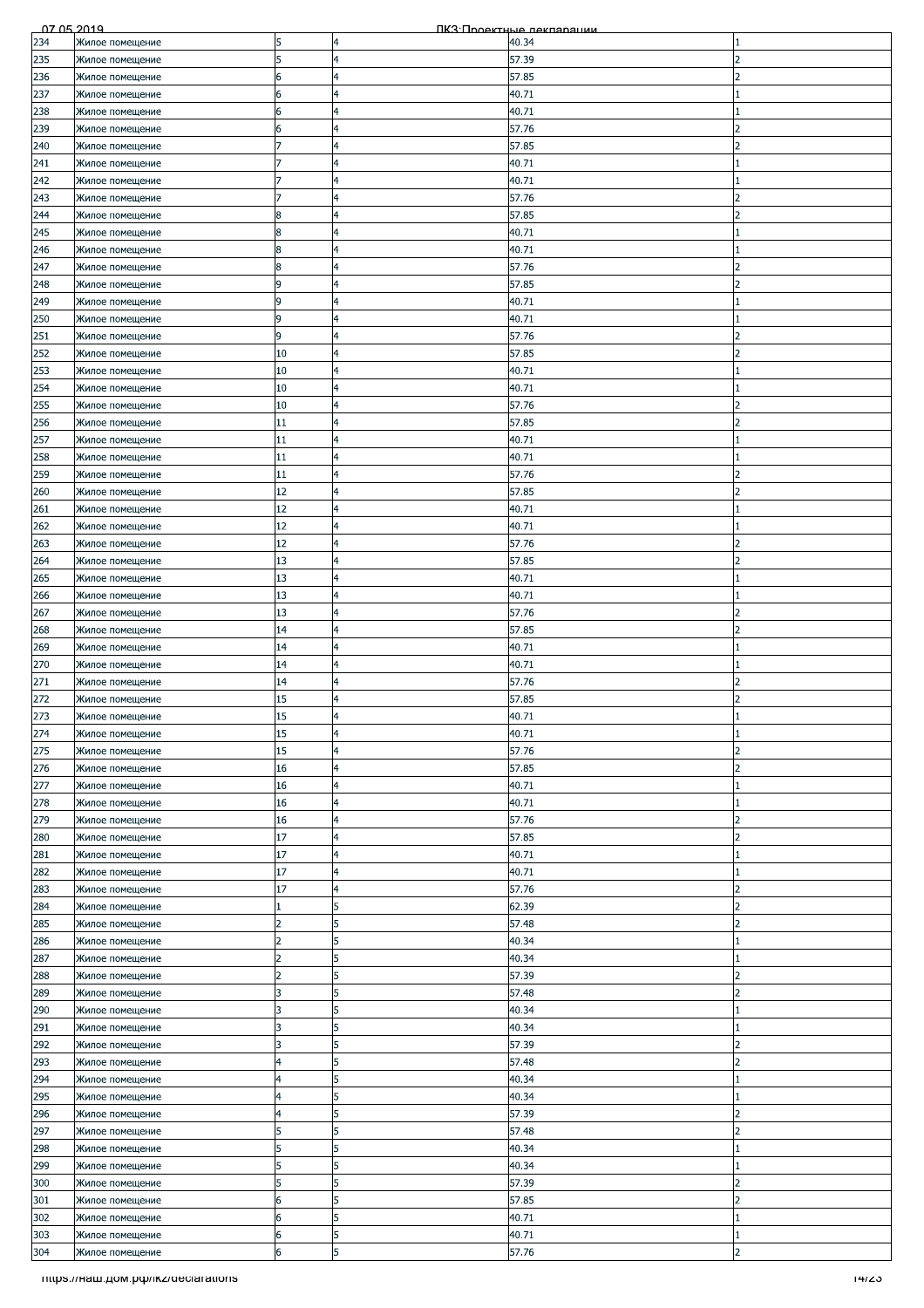| 234 | Жилое помещение | 5 | 4 | 40.34 | 1 |
|---|---|---|---|---|---|
| 235 | Жилое помещение | 5 | 4 | 57.39 | 2 |
| 236 | Жилое помещение | 6 | 4 | 57.85 | 2 |
| 237 | Жилое помещение | 6 | 4 | 40.71 | 1 |
| 238 | Жилое помещение | 6 | 4 | 40.71 | 1 |
| 239 | Жилое помещение | 6 | 4 | 57.76 | 2 |
| 240 | Жилое помещение | 7 | 4 | 57.85 | 2 |
| 241 | Жилое помещение | 7 | 4 | 40.71 | 1 |
| 242 | Жилое помещение | 7 | 4 | 40.71 | 1 |
| 243 | Жилое помещение | 7 | 4 | 57.76 | 2 |
| 244 | Жилое помещение | 8 | 4 | 57.85 | 2 |
| 245 | Жилое помещение | 8 | 4 | 40.71 | 1 |
| 246 | Жилое помещение | 8 | 4 | 40.71 | 1 |
| 247 | Жилое помещение | 8 | 4 | 57.76 | 2 |
| 248 | Жилое помещение | 9 | 4 | 57.85 | 2 |
| 249 | Жилое помещение | 9 | 4 | 40.71 | 1 |
| 250 | Жилое помещение | 9 | 4 | 40.71 | 1 |
| 251 | Жилое помещение | 9 | 4 | 57.76 | 2 |
| 252 | Жилое помещение | 10 | 4 | 57.85 | 2 |
| 253 | Жилое помещение | 10 | 4 | 40.71 | 1 |
| 254 | Жилое помещение | 10 | 4 | 40.71 | 1 |
| 255 | Жилое помещение | 10 | 4 | 57.76 | 2 |
| 256 | Жилое помещение | 11 | 4 | 57.85 | 2 |
| 257 | Жилое помещение | 11 | 4 | 40.71 | 1 |
| 258 | Жилое помещение | 11 | 4 | 40.71 | 1 |
| 259 | Жилое помещение | 11 | 4 | 57.76 | 2 |
| 260 | Жилое помещение | 12 | 4 | 57.85 | 2 |
| 261 | Жилое помещение | 12 | 4 | 40.71 | 1 |
| 262 | Жилое помещение | 12 | 4 | 40.71 | 1 |
| 263 | Жилое помещение | 12 | 4 | 57.76 | 2 |
| 264 | Жилое помещение | 13 | 4 | 57.85 | 2 |
| 265 | Жилое помещение | 13 | 4 | 40.71 | 1 |
| 266 | Жилое помещение | 13 | 4 | 40.71 | 1 |
| 267 | Жилое помещение | 13 | 4 | 57.76 | 2 |
| 268 | Жилое помещение | 14 | 4 | 57.85 | 2 |
| 269 | Жилое помещение | 14 | 4 | 40.71 | 1 |
| 270 | Жилое помещение | 14 | 4 | 40.71 | 1 |
| 271 | Жилое помещение | 14 | 4 | 57.76 | 2 |
| 272 | Жилое помещение | 15 | 4 | 57.85 | 2 |
| 273 | Жилое помещение | 15 | 4 | 40.71 | 1 |
| 274 | Жилое помещение | 15 | 4 | 40.71 | 1 |
| 275 | Жилое помещение | 15 | 4 | 57.76 | 2 |
| 276 | Жилое помещение | 16 | 4 | 57.85 | 2 |
| 277 | Жилое помещение | 16 | 4 | 40.71 | 1 |
| 278 | Жилое помещение | 16 | 4 | 40.71 | 1 |
| 279 | Жилое помещение | 16 | 4 | 57.76 | 2 |
| 280 | Жилое помещение | 17 | 4 | 57.85 | 2 |
| 281 | Жилое помещение | 17 | 4 | 40.71 | 1 |
| 282 | Жилое помещение | 17 | 4 | 40.71 | 1 |
| 283 | Жилое помещение | 17 | 4 | 57.76 | 2 |
| 284 | Жилое помещение | 1 | 5 | 62.39 | 2 |
| 285 | Жилое помещение | 2 | 5 | 57.48 | 2 |
| 286 | Жилое помещение | 2 | 5 | 40.34 | 1 |
| 287 | Жилое помещение | 2 | 5 | 40.34 | 1 |
| 288 | Жилое помещение | 2 | 5 | 57.39 | 2 |
| 289 | Жилое помещение | 3 | 5 | 57.48 | 2 |
| 290 | Жилое помещение | 3 | 5 | 40.34 | 1 |
| 291 | Жилое помещение | 3 | 5 | 40.34 | 1 |
| 292 | Жилое помещение | 3 | 5 | 57.39 | 2 |
| 293 | Жилое помещение | 4 | 5 | 57.48 | 2 |
| 294 | Жилое помещение | 4 | 5 | 40.34 | 1 |
| 295 | Жилое помещение | 4 | 5 | 40.34 | 1 |
| 296 | Жилое помещение | 4 | 5 | 57.39 | 2 |
| 297 | Жилое помещение | 5 | 5 | 57.48 | 2 |
| 298 | Жилое помещение | 5 | 5 | 40.34 | 1 |
| 299 | Жилое помещение | 5 | 5 | 40.34 | 1 |
| 300 | Жилое помещение | 5 | 5 | 57.39 | 2 |
| 301 | Жилое помещение | 6 | 5 | 57.85 | 2 |
| 302 | Жилое помещение | 6 | 5 | 40.71 | 1 |
| 303 | Жилое помещение | 6 | 5 | 40.71 | 1 |
| 304 | Жилое помещение | 6 | 5 | 57.76 | 2 |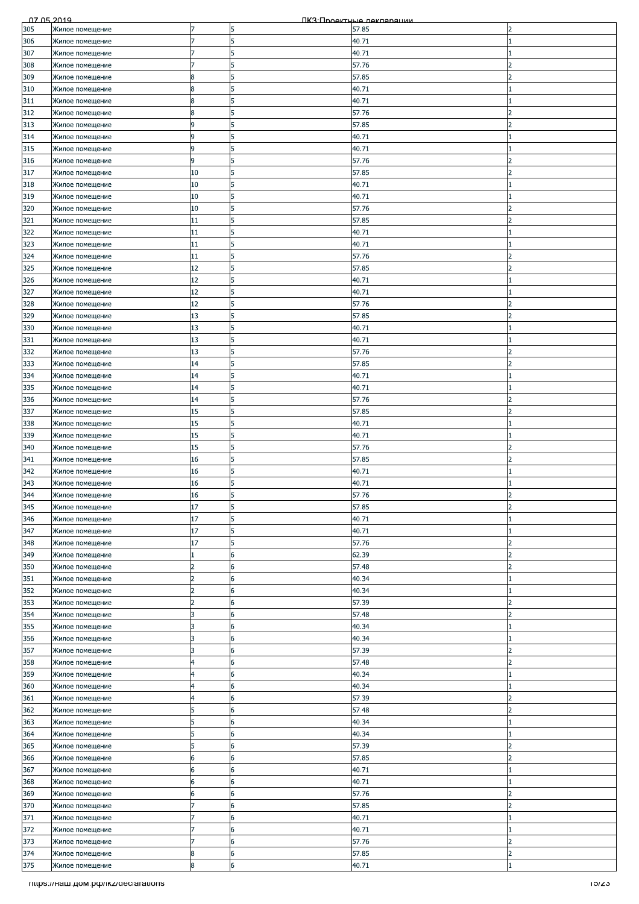| | | | | | |
|---|---|---|---|---|---|
| 305 | Жилое помещение | 7 | 5 | 57.85 | 2 |
| 306 | Жилое помещение | 7 | 5 | 40.71 | 1 |
| 307 | Жилое помещение | 7 | 5 | 40.71 | 1 |
| 308 | Жилое помещение | 7 | 5 | 57.76 | 2 |
| 309 | Жилое помещение | 8 | 5 | 57.85 | 2 |
| 310 | Жилое помещение | 8 | 5 | 40.71 | 1 |
| 311 | Жилое помещение | 8 | 5 | 40.71 | 1 |
| 312 | Жилое помещение | 8 | 5 | 57.76 | 2 |
| 313 | Жилое помещение | 9 | 5 | 57.85 | 2 |
| 314 | Жилое помещение | 9 | 5 | 40.71 | 1 |
| 315 | Жилое помещение | 9 | 5 | 40.71 | 1 |
| 316 | Жилое помещение | 9 | 5 | 57.76 | 2 |
| 317 | Жилое помещение | 10 | 5 | 57.85 | 2 |
| 318 | Жилое помещение | 10 | 5 | 40.71 | 1 |
| 319 | Жилое помещение | 10 | 5 | 40.71 | 1 |
| 320 | Жилое помещение | 10 | 5 | 57.76 | 2 |
| 321 | Жилое помещение | 11 | 5 | 57.85 | 2 |
| 322 | Жилое помещение | 11 | 5 | 40.71 | 1 |
| 323 | Жилое помещение | 11 | 5 | 40.71 | 1 |
| 324 | Жилое помещение | 11 | 5 | 57.76 | 2 |
| 325 | Жилое помещение | 12 | 5 | 57.85 | 2 |
| 326 | Жилое помещение | 12 | 5 | 40.71 | 1 |
| 327 | Жилое помещение | 12 | 5 | 40.71 | 1 |
| 328 | Жилое помещение | 12 | 5 | 57.76 | 2 |
| 329 | Жилое помещение | 13 | 5 | 57.85 | 2 |
| 330 | Жилое помещение | 13 | 5 | 40.71 | 1 |
| 331 | Жилое помещение | 13 | 5 | 40.71 | 1 |
| 332 | Жилое помещение | 13 | 5 | 57.76 | 2 |
| 333 | Жилое помещение | 14 | 5 | 57.85 | 2 |
| 334 | Жилое помещение | 14 | 5 | 40.71 | 1 |
| 335 | Жилое помещение | 14 | 5 | 40.71 | 1 |
| 336 | Жилое помещение | 14 | 5 | 57.76 | 2 |
| 337 | Жилое помещение | 15 | 5 | 57.85 | 2 |
| 338 | Жилое помещение | 15 | 5 | 40.71 | 1 |
| 339 | Жилое помещение | 15 | 5 | 40.71 | 1 |
| 340 | Жилое помещение | 15 | 5 | 57.76 | 2 |
| 341 | Жилое помещение | 16 | 5 | 57.85 | 2 |
| 342 | Жилое помещение | 16 | 5 | 40.71 | 1 |
| 343 | Жилое помещение | 16 | 5 | 40.71 | 1 |
| 344 | Жилое помещение | 16 | 5 | 57.76 | 2 |
| 345 | Жилое помещение | 17 | 5 | 57.85 | 2 |
| 346 | Жилое помещение | 17 | 5 | 40.71 | 1 |
| 347 | Жилое помещение | 17 | 5 | 40.71 | 1 |
| 348 | Жилое помещение | 17 | 5 | 57.76 | 2 |
| 349 | Жилое помещение | 1 | 6 | 62.39 | 2 |
| 350 | Жилое помещение | 2 | 6 | 57.48 | 2 |
| 351 | Жилое помещение | 2 | 6 | 40.34 | 1 |
| 352 | Жилое помещение | 2 | 6 | 40.34 | 1 |
| 353 | Жилое помещение | 2 | 6 | 57.39 | 2 |
| 354 | Жилое помещение | 3 | 6 | 57.48 | 2 |
| 355 | Жилое помещение | 3 | 6 | 40.34 | 1 |
| 356 | Жилое помещение | 3 | 6 | 40.34 | 1 |
| 357 | Жилое помещение | 3 | 6 | 57.39 | 2 |
| 358 | Жилое помещение | 4 | 6 | 57.48 | 2 |
| 359 | Жилое помещение | 4 | 6 | 40.34 | 1 |
| 360 | Жилое помещение | 4 | 6 | 40.34 | 1 |
| 361 | Жилое помещение | 4 | 6 | 57.39 | 2 |
| 362 | Жилое помещение | 5 | 6 | 57.48 | 2 |
| 363 | Жилое помещение | 5 | 6 | 40.34 | 1 |
| 364 | Жилое помещение | 5 | 6 | 40.34 | 1 |
| 365 | Жилое помещение | 5 | 6 | 57.39 | 2 |
| 366 | Жилое помещение | 6 | 6 | 57.85 | 2 |
| 367 | Жилое помещение | 6 | 6 | 40.71 | 1 |
| 368 | Жилое помещение | 6 | 6 | 40.71 | 1 |
| 369 | Жилое помещение | 6 | 6 | 57.76 | 2 |
| 370 | Жилое помещение | 7 | 6 | 57.85 | 2 |
| 371 | Жилое помещение | 7 | 6 | 40.71 | 1 |
| 372 | Жилое помещение | 7 | 6 | 40.71 | 1 |
| 373 | Жилое помещение | 7 | 6 | 57.76 | 2 |
| 374 | Жилое помещение | 8 | 6 | 57.85 | 2 |
| 375 | Жилое помещение | 8 | 6 | 40.71 | 1 |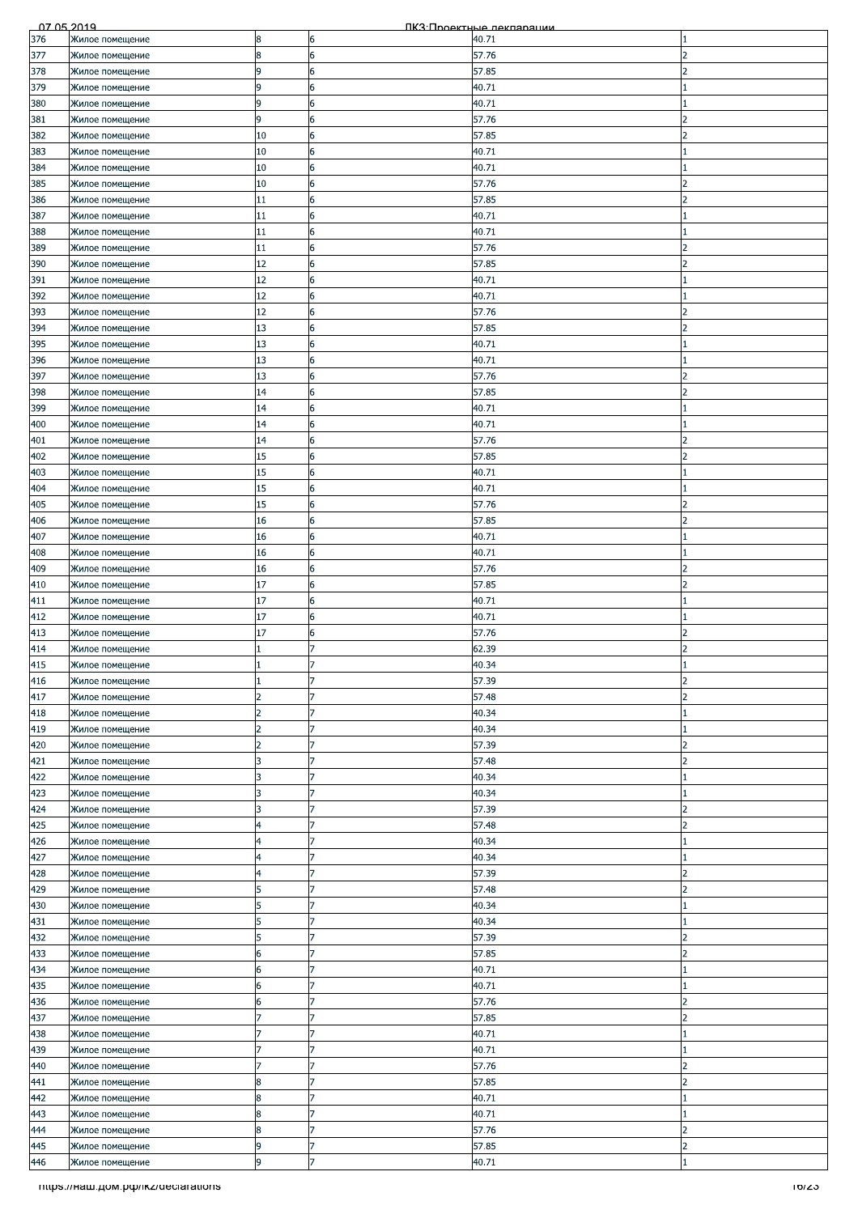| | | | | | |
|---|---|---|---|---|---|
| 376 | Жилое помещение | 8 | 6 | 40.71 | 1 |
| 377 | Жилое помещение | 8 | 6 | 57.76 | 2 |
| 378 | Жилое помещение | 9 | 6 | 57.85 | 2 |
| 379 | Жилое помещение | 9 | 6 | 40.71 | 1 |
| 380 | Жилое помещение | 9 | 6 | 40.71 | 1 |
| 381 | Жилое помещение | 9 | 6 | 57.76 | 2 |
| 382 | Жилое помещение | 10 | 6 | 57.85 | 2 |
| 383 | Жилое помещение | 10 | 6 | 40.71 | 1 |
| 384 | Жилое помещение | 10 | 6 | 40.71 | 1 |
| 385 | Жилое помещение | 10 | 6 | 57.76 | 2 |
| 386 | Жилое помещение | 11 | 6 | 57.85 | 2 |
| 387 | Жилое помещение | 11 | 6 | 40.71 | 1 |
| 388 | Жилое помещение | 11 | 6 | 40.71 | 1 |
| 389 | Жилое помещение | 11 | 6 | 57.76 | 2 |
| 390 | Жилое помещение | 12 | 6 | 57.85 | 2 |
| 391 | Жилое помещение | 12 | 6 | 40.71 | 1 |
| 392 | Жилое помещение | 12 | 6 | 40.71 | 1 |
| 393 | Жилое помещение | 12 | 6 | 57.76 | 2 |
| 394 | Жилое помещение | 13 | 6 | 57.85 | 2 |
| 395 | Жилое помещение | 13 | 6 | 40.71 | 1 |
| 396 | Жилое помещение | 13 | 6 | 40.71 | 1 |
| 397 | Жилое помещение | 13 | 6 | 57.76 | 2 |
| 398 | Жилое помещение | 14 | 6 | 57.85 | 2 |
| 399 | Жилое помещение | 14 | 6 | 40.71 | 1 |
| 400 | Жилое помещение | 14 | 6 | 40.71 | 1 |
| 401 | Жилое помещение | 14 | 6 | 57.76 | 2 |
| 402 | Жилое помещение | 15 | 6 | 57.85 | 2 |
| 403 | Жилое помещение | 15 | 6 | 40.71 | 1 |
| 404 | Жилое помещение | 15 | 6 | 40.71 | 1 |
| 405 | Жилое помещение | 15 | 6 | 57.76 | 2 |
| 406 | Жилое помещение | 16 | 6 | 57.85 | 2 |
| 407 | Жилое помещение | 16 | 6 | 40.71 | 1 |
| 408 | Жилое помещение | 16 | 6 | 40.71 | 1 |
| 409 | Жилое помещение | 16 | 6 | 57.76 | 2 |
| 410 | Жилое помещение | 17 | 6 | 57.85 | 2 |
| 411 | Жилое помещение | 17 | 6 | 40.71 | 1 |
| 412 | Жилое помещение | 17 | 6 | 40.71 | 1 |
| 413 | Жилое помещение | 17 | 6 | 57.76 | 2 |
| 414 | Жилое помещение | 1 | 7 | 62.39 | 2 |
| 415 | Жилое помещение | 1 | 7 | 40.34 | 1 |
| 416 | Жилое помещение | 1 | 7 | 57.39 | 2 |
| 417 | Жилое помещение | 2 | 7 | 57.48 | 2 |
| 418 | Жилое помещение | 2 | 7 | 40.34 | 1 |
| 419 | Жилое помещение | 2 | 7 | 40.34 | 1 |
| 420 | Жилое помещение | 2 | 7 | 57.39 | 2 |
| 421 | Жилое помещение | 3 | 7 | 57.48 | 2 |
| 422 | Жилое помещение | 3 | 7 | 40.34 | 1 |
| 423 | Жилое помещение | 3 | 7 | 40.34 | 1 |
| 424 | Жилое помещение | 3 | 7 | 57.39 | 2 |
| 425 | Жилое помещение | 4 | 7 | 57.48 | 2 |
| 426 | Жилое помещение | 4 | 7 | 40.34 | 1 |
| 427 | Жилое помещение | 4 | 7 | 40.34 | 1 |
| 428 | Жилое помещение | 4 | 7 | 57.39 | 2 |
| 429 | Жилое помещение | 5 | 7 | 57.48 | 2 |
| 430 | Жилое помещение | 5 | 7 | 40.34 | 1 |
| 431 | Жилое помещение | 5 | 7 | 40.34 | 1 |
| 432 | Жилое помещение | 5 | 7 | 57.39 | 2 |
| 433 | Жилое помещение | 6 | 7 | 57.85 | 2 |
| 434 | Жилое помещение | 6 | 7 | 40.71 | 1 |
| 435 | Жилое помещение | 6 | 7 | 40.71 | 1 |
| 436 | Жилое помещение | 6 | 7 | 57.76 | 2 |
| 437 | Жилое помещение | 7 | 7 | 57.85 | 2 |
| 438 | Жилое помещение | 7 | 7 | 40.71 | 1 |
| 439 | Жилое помещение | 7 | 7 | 40.71 | 1 |
| 440 | Жилое помещение | 7 | 7 | 57.76 | 2 |
| 441 | Жилое помещение | 8 | 7 | 57.85 | 2 |
| 442 | Жилое помещение | 8 | 7 | 40.71 | 1 |
| 443 | Жилое помещение | 8 | 7 | 40.71 | 1 |
| 444 | Жилое помещение | 8 | 7 | 57.76 | 2 |
| 445 | Жилое помещение | 9 | 7 | 57.85 | 2 |
| 446 | Жилое помещение | 9 | 7 | 40.71 | 1 |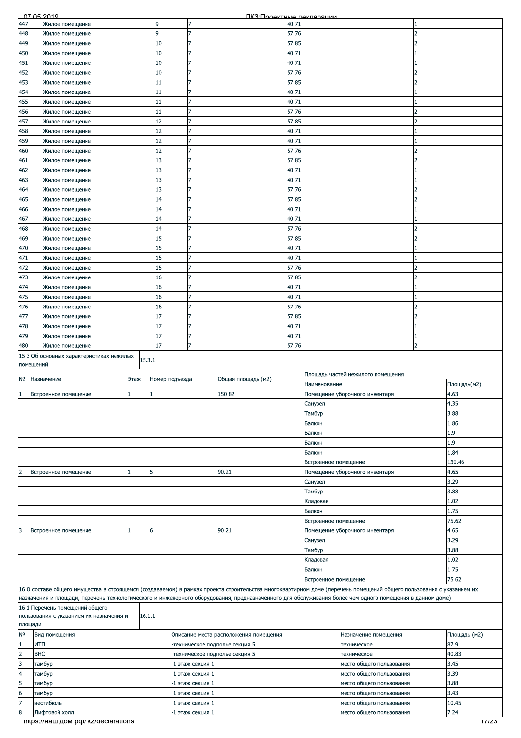| | | | | | |
|---|---|---|---|---|---|
| 447 | Жилое помещение | 9 | 7 | 40.71 | 1 |
| 448 | Жилое помещение | 9 | 7 | 57.76 | 2 |
| 449 | Жилое помещение | 10 | 7 | 57.85 | 2 |
| 450 | Жилое помещение | 10 | 7 | 40.71 | 1 |
| 451 | Жилое помещение | 10 | 7 | 40.71 | 1 |
| 452 | Жилое помещение | 10 | 7 | 57.76 | 2 |
| 453 | Жилое помещение | 11 | 7 | 57.85 | 2 |
| 454 | Жилое помещение | 11 | 7 | 40.71 | 1 |
| 455 | Жилое помещение | 11 | 7 | 40.71 | 1 |
| 456 | Жилое помещение | 11 | 7 | 57.76 | 2 |
| 457 | Жилое помещение | 12 | 7 | 57.85 | 2 |
| 458 | Жилое помещение | 12 | 7 | 40.71 | 1 |
| 459 | Жилое помещение | 12 | 7 | 40.71 | 1 |
| 460 | Жилое помещение | 12 | 7 | 57.76 | 2 |
| 461 | Жилое помещение | 13 | 7 | 57.85 | 2 |
| 462 | Жилое помещение | 13 | 7 | 40.71 | 1 |
| 463 | Жилое помещение | 13 | 7 | 40.71 | 1 |
| 464 | Жилое помещение | 13 | 7 | 57.76 | 2 |
| 465 | Жилое помещение | 14 | 7 | 57.85 | 2 |
| 466 | Жилое помещение | 14 | 7 | 40.71 | 1 |
| 467 | Жилое помещение | 14 | 7 | 40.71 | 1 |
| 468 | Жилое помещение | 14 | 7 | 57.76 | 2 |
| 469 | Жилое помещение | 15 | 7 | 57.85 | 2 |
| 470 | Жилое помещение | 15 | 7 | 40.71 | 1 |
| 471 | Жилое помещение | 15 | 7 | 40.71 | 1 |
| 472 | Жилое помещение | 15 | 7 | 57.76 | 2 |
| 473 | Жилое помещение | 16 | 7 | 57.85 | 2 |
| 474 | Жилое помещение | 16 | 7 | 40.71 | 1 |
| 475 | Жилое помещение | 16 | 7 | 40.71 | 1 |
| 476 | Жилое помещение | 16 | 7 | 57.76 | 2 |
| 477 | Жилое помещение | 17 | 7 | 57.85 | 2 |
| 478 | Жилое помещение | 17 | 7 | 40.71 | 1 |
| 479 | Жилое помещение | 17 | 7 | 40.71 | 1 |
| 480 | Жилое помещение | 17 | 7 | 57.76 | 2 |

15.3 Об основных характеристиках нежилых помещений | 15.3.1

| № | Назначение | Этаж | Номер подъезда | Общая площадь (м2) | Площадь частей нежилого помещения | |
|---|---|---|---|---|---|---|
| | | | | | Наименование | Площадь(м2) |
| 1 | Встроенное помещение | 1 | 1 | 150.82 | Помещение уборочного инвентаря | 4.63 |
| | | | | | Санузел | 4.35 |
| | | | | | Тамбур | 3.88 |
| | | | | | Балкон | 1.86 |
| | | | | | Балкон | 1.9 |
| | | | | | Балкон | 1.9 |
| | | | | | Балкон | 1.84 |
| | | | | | Встроенное помещение | 130.46 |
| 2 | Встроенное помещение | 1 | 5 | 90.21 | Помещение уборочного инвентаря | 4.65 |
| | | | | | Санузел | 3.29 |
| | | | | | Тамбур | 3.88 |
| | | | | | Кладовая | 1.02 |
| | | | | | Балкон | 1.75 |
| | | | | | Встроенное помещение | 75.62 |
| 3 | Встроенное помещение | 1 | 6 | 90.21 | Помещение уборочного инвентаря | 4.65 |
| | | | | | Санузел | 3.29 |
| | | | | | Тамбур | 3.88 |
| | | | | | Кладовая | 1.02 |
| | | | | | Балкон | 1.75 |
| | | | | | Встроенное помещение | 75.62 |

16 О составе общего имущества в строящемся (создаваемом) в рамках проекта строительства многоквартирном доме (перечень помещений общего пользования с указанием их назначения и площади, перечень технологического и инженерного оборудования, предназначенного для обслуживания более чем одного помещения в данном доме)

16.1 Перечень помещений общего пользования с указанием их назначения и площади | 16.1.1

| № | Вид помещения | Описание места расположения помещения | Назначение помещения | Площадь (м2) |
|---|---|---|---|---|
| 1 | ИТП | -техническое подполье секция 5 | техническое | 87.9 |
| 2 | ВНС | -техническое подполье секция 5 | техническое | 40.83 |
| 3 | тамбур | -1 этаж секция 1 | место общего пользования | 3.45 |
| 4 | тамбур | -1 этаж секция 1 | место общего пользования | 3.39 |
| 5 | тамбур | -1 этаж секция 1 | место общего пользования | 3.88 |
| 6 | тамбур | -1 этаж секция 1 | место общего пользования | 3.43 |
| 7 | вестибюль | -1 этаж секция 1 | место общего пользования | 10.45 |
| 8 | Лифтовой холл | -1 этаж секция 1 | место общего пользования | 7.24 |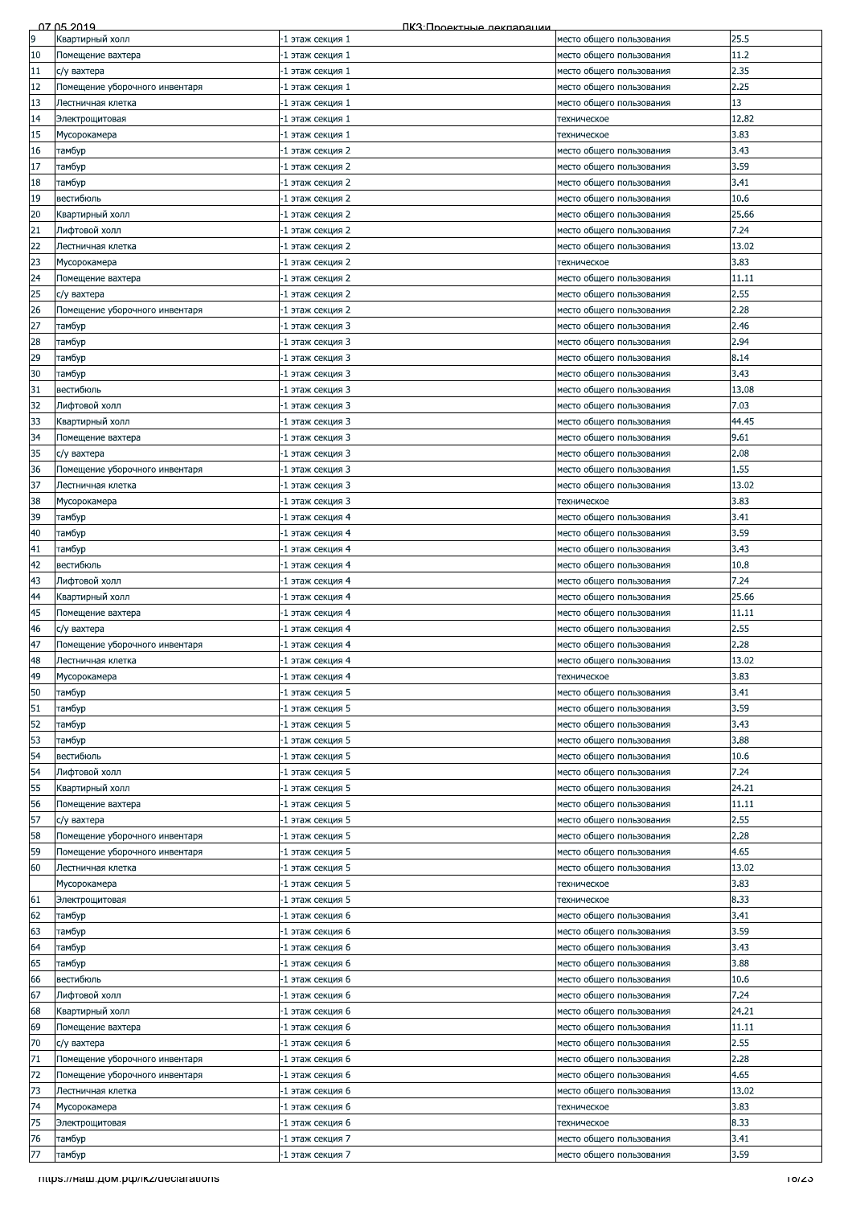| 9 | Квартирный холл | -1 этаж секция 1 | место общего пользования | 25.5 |
|---|---|---|---|---|
| 10 | Помещение вахтера | -1 этаж секция 1 | место общего пользования | 11.2 |
| 11 | с/у вахтера | -1 этаж секция 1 | место общего пользования | 2.35 |
| 12 | Помещение уборочного инвентаря | -1 этаж секция 1 | место общего пользования | 2.25 |
| 13 | Лестничная клетка | -1 этаж секция 1 | место общего пользования | 13 |
| 14 | Электрощитовая | -1 этаж секция 1 | техническое | 12.82 |
| 15 | Мусорокамера | -1 этаж секция 1 | техническое | 3.83 |
| 16 | тамбур | -1 этаж секция 2 | место общего пользования | 3.43 |
| 17 | тамбур | -1 этаж секция 2 | место общего пользования | 3.59 |
| 18 | тамбур | -1 этаж секция 2 | место общего пользования | 3.41 |
| 19 | вестибюль | -1 этаж секция 2 | место общего пользования | 10.6 |
| 20 | Квартирный холл | -1 этаж секция 2 | место общего пользования | 25.66 |
| 21 | Лифтовой холл | -1 этаж секция 2 | место общего пользования | 7.24 |
| 22 | Лестничная клетка | -1 этаж секция 2 | место общего пользования | 13.02 |
| 23 | Мусорокамера | -1 этаж секция 2 | техническое | 3.83 |
| 24 | Помещение вахтера | -1 этаж секция 2 | место общего пользования | 11.11 |
| 25 | с/у вахтера | -1 этаж секция 2 | место общего пользования | 2.55 |
| 26 | Помещение уборочного инвентаря | -1 этаж секция 2 | место общего пользования | 2.28 |
| 27 | тамбур | -1 этаж секция 3 | место общего пользования | 2.46 |
| 28 | тамбур | -1 этаж секция 3 | место общего пользования | 2.94 |
| 29 | тамбур | -1 этаж секция 3 | место общего пользования | 8.14 |
| 30 | тамбур | -1 этаж секция 3 | место общего пользования | 3.43 |
| 31 | вестибюль | -1 этаж секция 3 | место общего пользования | 13.08 |
| 32 | Лифтовой холл | -1 этаж секция 3 | место общего пользования | 7.03 |
| 33 | Квартирный холл | -1 этаж секция 3 | место общего пользования | 44.45 |
| 34 | Помещение вахтера | -1 этаж секция 3 | место общего пользования | 9.61 |
| 35 | с/у вахтера | -1 этаж секция 3 | место общего пользования | 2.08 |
| 36 | Помещение уборочного инвентаря | -1 этаж секция 3 | место общего пользования | 1.55 |
| 37 | Лестничная клетка | -1 этаж секция 3 | место общего пользования | 13.02 |
| 38 | Мусорокамера | -1 этаж секция 3 | техническое | 3.83 |
| 39 | тамбур | -1 этаж секция 4 | место общего пользования | 3.41 |
| 40 | тамбур | -1 этаж секция 4 | место общего пользования | 3.59 |
| 41 | тамбур | -1 этаж секция 4 | место общего пользования | 3.43 |
| 42 | вестибюль | -1 этаж секция 4 | место общего пользования | 10.8 |
| 43 | Лифтовой холл | -1 этаж секция 4 | место общего пользования | 7.24 |
| 44 | Квартирный холл | -1 этаж секция 4 | место общего пользования | 25.66 |
| 45 | Помещение вахтера | -1 этаж секция 4 | место общего пользования | 11.11 |
| 46 | с/у вахтера | -1 этаж секция 4 | место общего пользования | 2.55 |
| 47 | Помещение уборочного инвентаря | -1 этаж секция 4 | место общего пользования | 2.28 |
| 48 | Лестничная клетка | -1 этаж секция 4 | место общего пользования | 13.02 |
| 49 | Мусорокамера | -1 этаж секция 4 | техническое | 3.83 |
| 50 | тамбур | -1 этаж секция 5 | место общего пользования | 3.41 |
| 51 | тамбур | -1 этаж секция 5 | место общего пользования | 3.59 |
| 52 | тамбур | -1 этаж секция 5 | место общего пользования | 3.43 |
| 53 | тамбур | -1 этаж секция 5 | место общего пользования | 3.88 |
| 54 | вестибюль | -1 этаж секция 5 | место общего пользования | 10.6 |
| 54 | Лифтовой холл | -1 этаж секция 5 | место общего пользования | 7.24 |
| 55 | Квартирный холл | -1 этаж секция 5 | место общего пользования | 24.21 |
| 56 | Помещение вахтера | -1 этаж секция 5 | место общего пользования | 11.11 |
| 57 | с/у вахтера | -1 этаж секция 5 | место общего пользования | 2.55 |
| 58 | Помещение уборочного инвентаря | -1 этаж секция 5 | место общего пользования | 2.28 |
| 59 | Помещение уборочного инвентаря | -1 этаж секция 5 | место общего пользования | 4.65 |
| 60 | Лестничная клетка | -1 этаж секция 5 | место общего пользования | 13.02 |
| | Мусорокамера | -1 этаж секция 5 | техническое | 3.83 |
| 61 | Электрощитовая | -1 этаж секция 5 | техническое | 8.33 |
| 62 | тамбур | -1 этаж секция 6 | место общего пользования | 3.41 |
| 63 | тамбур | -1 этаж секция 6 | место общего пользования | 3.59 |
| 64 | тамбур | -1 этаж секция 6 | место общего пользования | 3.43 |
| 65 | тамбур | -1 этаж секция 6 | место общего пользования | 3.88 |
| 66 | вестибюль | -1 этаж секция 6 | место общего пользования | 10.6 |
| 67 | Лифтовой холл | -1 этаж секция 6 | место общего пользования | 7.24 |
| 68 | Квартирный холл | -1 этаж секция 6 | место общего пользования | 24.21 |
| 69 | Помещение вахтера | -1 этаж секция 6 | место общего пользования | 11.11 |
| 70 | с/у вахтера | -1 этаж секция 6 | место общего пользования | 2.55 |
| 71 | Помещение уборочного инвентаря | -1 этаж секция 6 | место общего пользования | 2.28 |
| 72 | Помещение уборочного инвентаря | -1 этаж секция 6 | место общего пользования | 4.65 |
| 73 | Лестничная клетка | -1 этаж секция 6 | место общего пользования | 13.02 |
| 74 | Мусорокамера | -1 этаж секция 6 | техническое | 3.83 |
| 75 | Электрощитовая | -1 этаж секция 6 | техническое | 8.33 |
| 76 | тамбур | -1 этаж секция 7 | место общего пользования | 3.41 |
| 77 | тамбур | -1 этаж секция 7 | место общего пользования | 3.59 |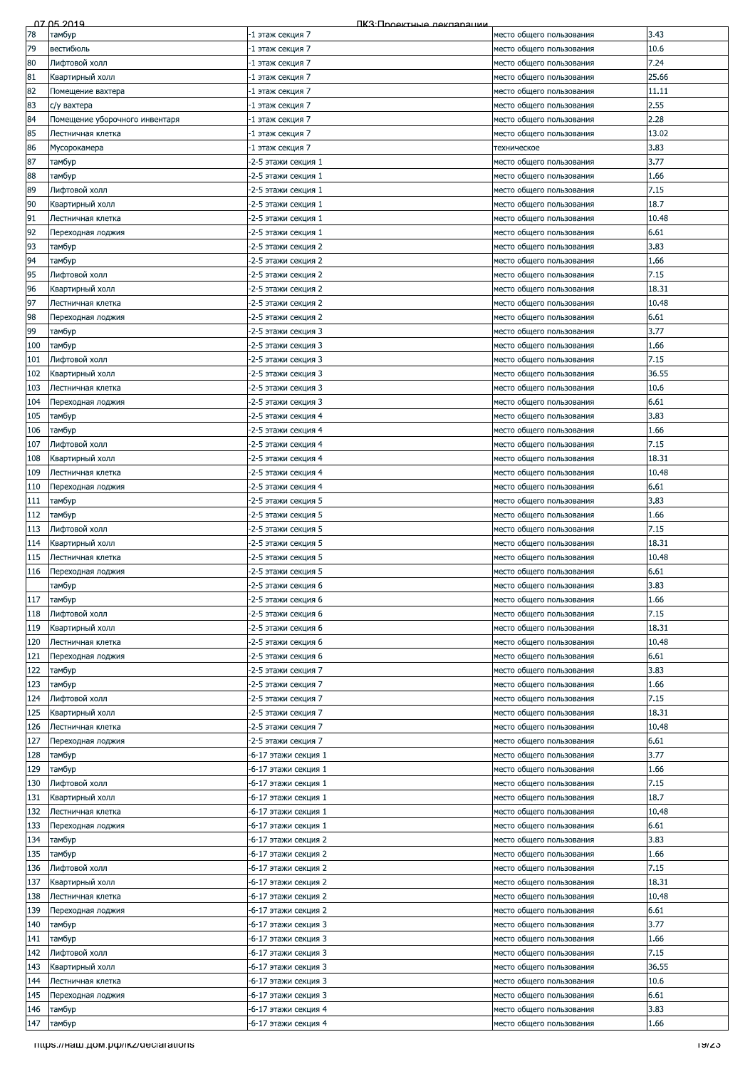| 78 | тамбур | -1 этаж секция 7 | место общего пользования | 3.43 |
|---|---|---|---|---|
| 79 | вестибюль | -1 этаж секция 7 | место общего пользования | 10.6 |
| 80 | Лифтовой холл | -1 этаж секция 7 | место общего пользования | 7.24 |
| 81 | Квартирный холл | -1 этаж секция 7 | место общего пользования | 25.66 |
| 82 | Помещение вахтера | -1 этаж секция 7 | место общего пользования | 11.11 |
| 83 | с/у вахтера | -1 этаж секция 7 | место общего пользования | 2.55 |
| 84 | Помещение уборочного инвентаря | -1 этаж секция 7 | место общего пользования | 2.28 |
| 85 | Лестничная клетка | -1 этаж секция 7 | место общего пользования | 13.02 |
| 86 | Мусорокамера | -1 этаж секция 7 | техническое | 3.83 |
| 87 | тамбур | -2-5 этажи секция 1 | место общего пользования | 3.77 |
| 88 | тамбур | -2-5 этажи секция 1 | место общего пользования | 1.66 |
| 89 | Лифтовой холл | -2-5 этажи секция 1 | место общего пользования | 7.15 |
| 90 | Квартирный холл | -2-5 этажи секция 1 | место общего пользования | 18.7 |
| 91 | Лестничная клетка | -2-5 этажи секция 1 | место общего пользования | 10.48 |
| 92 | Переходная лоджия | -2-5 этажи секция 1 | место общего пользования | 6.61 |
| 93 | тамбур | -2-5 этажи секция 2 | место общего пользования | 3.83 |
| 94 | тамбур | -2-5 этажи секция 2 | место общего пользования | 1.66 |
| 95 | Лифтовой холл | -2-5 этажи секция 2 | место общего пользования | 7.15 |
| 96 | Квартирный холл | -2-5 этажи секция 2 | место общего пользования | 18.31 |
| 97 | Лестничная клетка | -2-5 этажи секция 2 | место общего пользования | 10.48 |
| 98 | Переходная лоджия | -2-5 этажи секция 2 | место общего пользования | 6.61 |
| 99 | тамбур | -2-5 этажи секция 3 | место общего пользования | 3.77 |
| 100 | тамбур | -2-5 этажи секция 3 | место общего пользования | 1.66 |
| 101 | Лифтовой холл | -2-5 этажи секция 3 | место общего пользования | 7.15 |
| 102 | Квартирный холл | -2-5 этажи секция 3 | место общего пользования | 36.55 |
| 103 | Лестничная клетка | -2-5 этажи секция 3 | место общего пользования | 10.6 |
| 104 | Переходная лоджия | -2-5 этажи секция 3 | место общего пользования | 6.61 |
| 105 | тамбур | -2-5 этажи секция 4 | место общего пользования | 3.83 |
| 106 | тамбур | -2-5 этажи секция 4 | место общего пользования | 1.66 |
| 107 | Лифтовой холл | -2-5 этажи секция 4 | место общего пользования | 7.15 |
| 108 | Квартирный холл | -2-5 этажи секция 4 | место общего пользования | 18.31 |
| 109 | Лестничная клетка | -2-5 этажи секция 4 | место общего пользования | 10.48 |
| 110 | Переходная лоджия | -2-5 этажи секция 4 | место общего пользования | 6.61 |
| 111 | тамбур | -2-5 этажи секция 5 | место общего пользования | 3.83 |
| 112 | тамбур | -2-5 этажи секция 5 | место общего пользования | 1.66 |
| 113 | Лифтовой холл | -2-5 этажи секция 5 | место общего пользования | 7.15 |
| 114 | Квартирный холл | -2-5 этажи секция 5 | место общего пользования | 18.31 |
| 115 | Лестничная клетка | -2-5 этажи секция 5 | место общего пользования | 10.48 |
| 116 | Переходная лоджия | -2-5 этажи секция 5 | место общего пользования | 6.61 |
|  | тамбур | -2-5 этажи секция 6 | место общего пользования | 3.83 |
| 117 | тамбур | -2-5 этажи секция 6 | место общего пользования | 1.66 |
| 118 | Лифтовой холл | -2-5 этажи секция 6 | место общего пользования | 7.15 |
| 119 | Квартирный холл | -2-5 этажи секция 6 | место общего пользования | 18.31 |
| 120 | Лестничная клетка | -2-5 этажи секция 6 | место общего пользования | 10.48 |
| 121 | Переходная лоджия | -2-5 этажи секция 6 | место общего пользования | 6.61 |
| 122 | тамбур | -2-5 этажи секция 7 | место общего пользования | 3.83 |
| 123 | тамбур | -2-5 этажи секция 7 | место общего пользования | 1.66 |
| 124 | Лифтовой холл | -2-5 этажи секция 7 | место общего пользования | 7.15 |
| 125 | Квартирный холл | -2-5 этажи секция 7 | место общего пользования | 18.31 |
| 126 | Лестничная клетка | -2-5 этажи секция 7 | место общего пользования | 10.48 |
| 127 | Переходная лоджия | -2-5 этажи секция 7 | место общего пользования | 6.61 |
| 128 | тамбур | -6-17 этажи секция 1 | место общего пользования | 3.77 |
| 129 | тамбур | -6-17 этажи секция 1 | место общего пользования | 1.66 |
| 130 | Лифтовой холл | -6-17 этажи секция 1 | место общего пользования | 7.15 |
| 131 | Квартирный холл | -6-17 этажи секция 1 | место общего пользования | 18.7 |
| 132 | Лестничная клетка | -6-17 этажи секция 1 | место общего пользования | 10.48 |
| 133 | Переходная лоджия | -6-17 этажи секция 1 | место общего пользования | 6.61 |
| 134 | тамбур | -6-17 этажи секция 2 | место общего пользования | 3.83 |
| 135 | тамбур | -6-17 этажи секция 2 | место общего пользования | 1.66 |
| 136 | Лифтовой холл | -6-17 этажи секция 2 | место общего пользования | 7.15 |
| 137 | Квартирный холл | -6-17 этажи секция 2 | место общего пользования | 18.31 |
| 138 | Лестничная клетка | -6-17 этажи секция 2 | место общего пользования | 10.48 |
| 139 | Переходная лоджия | -6-17 этажи секция 2 | место общего пользования | 6.61 |
| 140 | тамбур | -6-17 этажи секция 3 | место общего пользования | 3.77 |
| 141 | тамбур | -6-17 этажи секция 3 | место общего пользования | 1.66 |
| 142 | Лифтовой холл | -6-17 этажи секция 3 | место общего пользования | 7.15 |
| 143 | Квартирный холл | -6-17 этажи секция 3 | место общего пользования | 36.55 |
| 144 | Лестничная клетка | -6-17 этажи секция 3 | место общего пользования | 10.6 |
| 145 | Переходная лоджия | -6-17 этажи секция 3 | место общего пользования | 6.61 |
| 146 | тамбур | -6-17 этажи секция 4 | место общего пользования | 3.83 |
| 147 | тамбур | -6-17 этажи секция 4 | место общего пользования | 1.66 |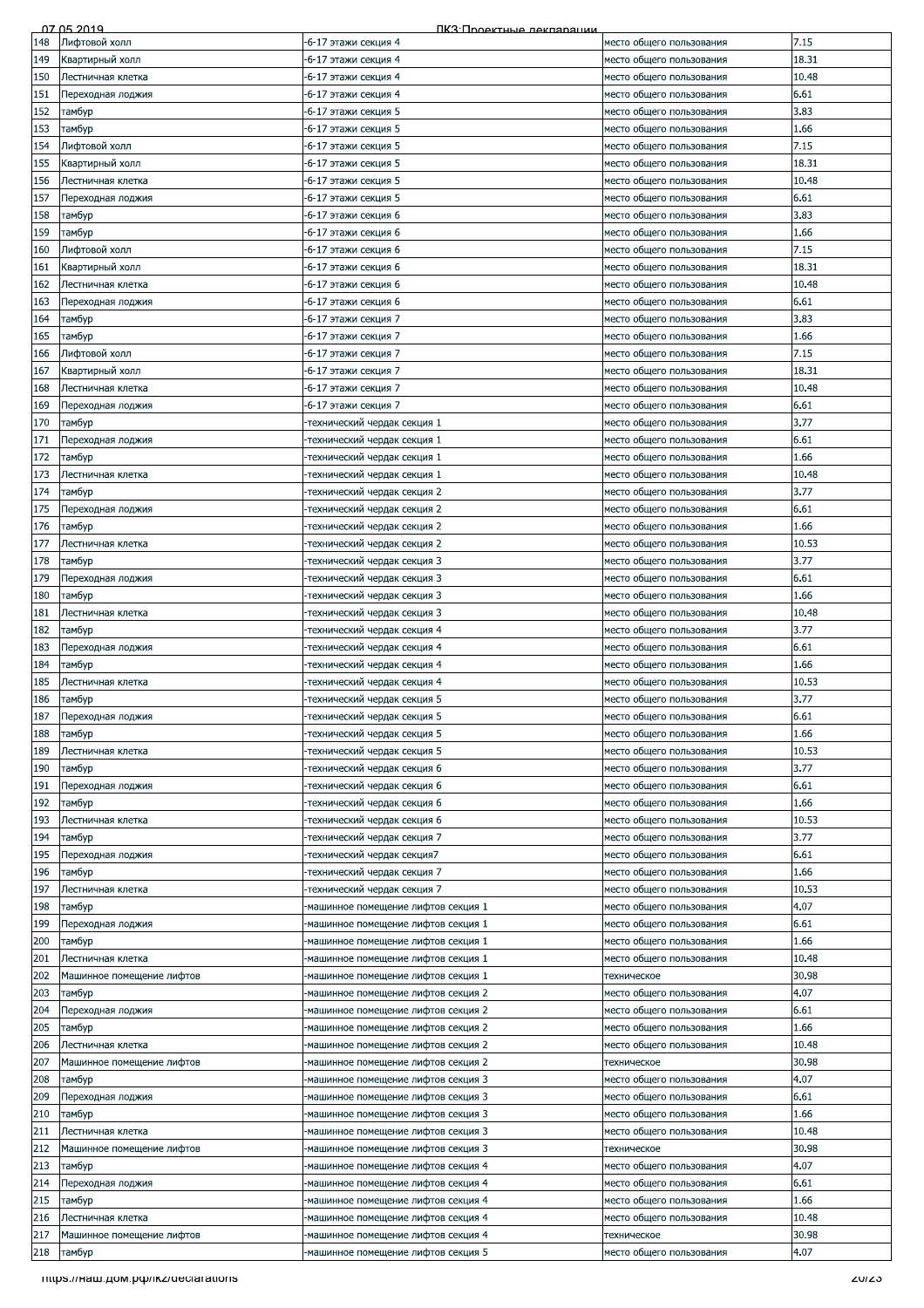| 148 | Лифтовой холл | -6-17 этажи секция 4 | место общего пользования | 7.15 |
|---|---|---|---|---|
| 149 | Квартирный холл | -6-17 этажи секция 4 | место общего пользования | 18.31 |
| 150 | Лестничная клетка | -6-17 этажи секция 4 | место общего пользования | 10.48 |
| 151 | Переходная лоджия | -6-17 этажи секция 4 | место общего пользования | 6.61 |
| 152 | тамбур | -6-17 этажи секция 5 | место общего пользования | 3.83 |
| 153 | тамбур | -6-17 этажи секция 5 | место общего пользования | 1.66 |
| 154 | Лифтовой холл | -6-17 этажи секция 5 | место общего пользования | 7.15 |
| 155 | Квартирный холл | -6-17 этажи секция 5 | место общего пользования | 18.31 |
| 156 | Лестничная клетка | -6-17 этажи секция 5 | место общего пользования | 10.48 |
| 157 | Переходная лоджия | -6-17 этажи секция 5 | место общего пользования | 6.61 |
| 158 | тамбур | -6-17 этажи секция 6 | место общего пользования | 3.83 |
| 159 | тамбур | -6-17 этажи секция 6 | место общего пользования | 1.66 |
| 160 | Лифтовой холл | -6-17 этажи секция 6 | место общего пользования | 7.15 |
| 161 | Квартирный холл | -6-17 этажи секция 6 | место общего пользования | 18.31 |
| 162 | Лестничная клетка | -6-17 этажи секция 6 | место общего пользования | 10.48 |
| 163 | Переходная лоджия | -6-17 этажи секция 6 | место общего пользования | 6.61 |
| 164 | тамбур | -6-17 этажи секция 7 | место общего пользования | 3.83 |
| 165 | тамбур | -6-17 этажи секция 7 | место общего пользования | 1.66 |
| 166 | Лифтовой холл | -6-17 этажи секция 7 | место общего пользования | 7.15 |
| 167 | Квартирный холл | -6-17 этажи секция 7 | место общего пользования | 18.31 |
| 168 | Лестничная клетка | -6-17 этажи секция 7 | место общего пользования | 10.48 |
| 169 | Переходная лоджия | -6-17 этажи секция 7 | место общего пользования | 6.61 |
| 170 | тамбур | -технический чердак секция 1 | место общего пользования | 3.77 |
| 171 | Переходная лоджия | -технический чердак секция 1 | место общего пользования | 6.61 |
| 172 | тамбур | -технический чердак секция 1 | место общего пользования | 1.66 |
| 173 | Лестничная клетка | -технический чердак секция 1 | место общего пользования | 10.48 |
| 174 | тамбур | -технический чердак секция 2 | место общего пользования | 3.77 |
| 175 | Переходная лоджия | -технический чердак секция 2 | место общего пользования | 6.61 |
| 176 | тамбур | -технический чердак секция 2 | место общего пользования | 1.66 |
| 177 | Лестничная клетка | -технический чердак секция 2 | место общего пользования | 10.53 |
| 178 | тамбур | -технический чердак секция 3 | место общего пользования | 3.77 |
| 179 | Переходная лоджия | -технический чердак секция 3 | место общего пользования | 6.61 |
| 180 | тамбур | -технический чердак секция 3 | место общего пользования | 1.66 |
| 181 | Лестничная клетка | -технический чердак секция 3 | место общего пользования | 10.48 |
| 182 | тамбур | -технический чердак секция 4 | место общего пользования | 3.77 |
| 183 | Переходная лоджия | -технический чердак секция 4 | место общего пользования | 6.61 |
| 184 | тамбур | -технический чердак секция 4 | место общего пользования | 1.66 |
| 185 | Лестничная клетка | -технический чердак секция 4 | место общего пользования | 10.53 |
| 186 | тамбур | -технический чердак секция 5 | место общего пользования | 3.77 |
| 187 | Переходная лоджия | -технический чердак секция 5 | место общего пользования | 6.61 |
| 188 | тамбур | -технический чердак секция 5 | место общего пользования | 1.66 |
| 189 | Лестничная клетка | -технический чердак секция 5 | место общего пользования | 10.53 |
| 190 | тамбур | -технический чердак секция 6 | место общего пользования | 3.77 |
| 191 | Переходная лоджия | -технический чердак секция 6 | место общего пользования | 6.61 |
| 192 | тамбур | -технический чердак секция 6 | место общего пользования | 1.66 |
| 193 | Лестничная клетка | -технический чердак секция 6 | место общего пользования | 10.53 |
| 194 | тамбур | -технический чердак секция 7 | место общего пользования | 3.77 |
| 195 | Переходная лоджия | -технический чердак секция7 | место общего пользования | 6.61 |
| 196 | тамбур | -технический чердак секция 7 | место общего пользования | 1.66 |
| 197 | Лестничная клетка | -технический чердак секция 7 | место общего пользования | 10.53 |
| 198 | тамбур | -машинное помещение лифтов секция 1 | место общего пользования | 4.07 |
| 199 | Переходная лоджия | -машинное помещение лифтов секция 1 | место общего пользования | 6.61 |
| 200 | тамбур | -машинное помещение лифтов секция 1 | место общего пользования | 1.66 |
| 201 | Лестничная клетка | -машинное помещение лифтов секция 1 | место общего пользования | 10.48 |
| 202 | Машинное помещение лифтов | -машинное помещение лифтов секция 1 | техническое | 30.98 |
| 203 | тамбур | -машинное помещение лифтов секция 2 | место общего пользования | 4.07 |
| 204 | Переходная лоджия | -машинное помещение лифтов секция 2 | место общего пользования | 6.61 |
| 205 | тамбур | -машинное помещение лифтов секция 2 | место общего пользования | 1.66 |
| 206 | Лестничная клетка | -машинное помещение лифтов секция 2 | место общего пользования | 10.48 |
| 207 | Машинное помещение лифтов | -машинное помещение лифтов секция 2 | техническое | 30.98 |
| 208 | тамбур | -машинное помещение лифтов секция 3 | место общего пользования | 4.07 |
| 209 | Переходная лоджия | -машинное помещение лифтов секция 3 | место общего пользования | 6.61 |
| 210 | тамбур | -машинное помещение лифтов секция 3 | место общего пользования | 1.66 |
| 211 | Лестничная клетка | -машинное помещение лифтов секция 3 | место общего пользования | 10.48 |
| 212 | Машинное помещение лифтов | -машинное помещение лифтов секция 3 | техническое | 30.98 |
| 213 | тамбур | -машинное помещение лифтов секция 4 | место общего пользования | 4.07 |
| 214 | Переходная лоджия | -машинное помещение лифтов секция 4 | место общего пользования | 6.61 |
| 215 | тамбур | -машинное помещение лифтов секция 4 | место общего пользования | 1.66 |
| 216 | Лестничная клетка | -машинное помещение лифтов секция 4 | место общего пользования | 10.48 |
| 217 | Машинное помещение лифтов | -машинное помещение лифтов секция 4 | техническое | 30.98 |
| 218 | тамбур | -машинное помещение лифтов секция 5 | место общего пользования | 4.07 |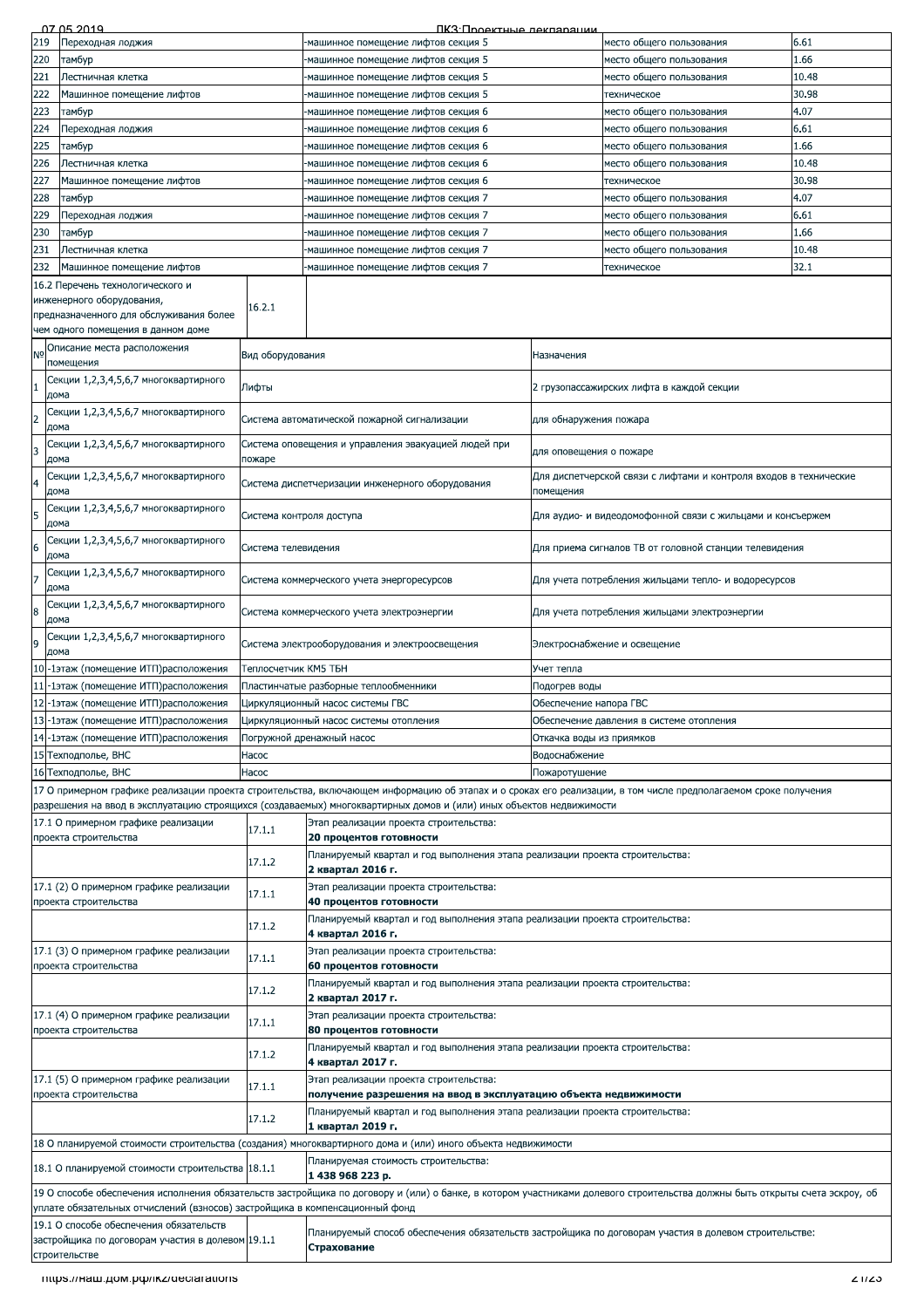| 219 | Переходная лоджия | -машинное помещение лифтов секция 5 | место общего пользования | 6.61 |
|---|---|---|---|---|
| 220 | тамбур | -машинное помещение лифтов секция 5 | место общего пользования | 1.66 |
| 221 | Лестничная клетка | -машинное помещение лифтов секция 5 | место общего пользования | 10.48 |
| 222 | Машинное помещение лифтов | -машинное помещение лифтов секция 5 | техническое | 30.98 |
| 223 | тамбур | -машинное помещение лифтов секция 6 | место общего пользования | 4.07 |
| 224 | Переходная лоджия | -машинное помещение лифтов секция 6 | место общего пользования | 6.61 |
| 225 | тамбур | -машинное помещение лифтов секция 6 | место общего пользования | 1.66 |
| 226 | Лестничная клетка | -машинное помещение лифтов секция 6 | место общего пользования | 10.48 |
| 227 | Машинное помещение лифтов | -машинное помещение лифтов секция 6 | техническое | 30.98 |
| 228 | тамбур | -машинное помещение лифтов секция 7 | место общего пользования | 4.07 |
| 229 | Переходная лоджия | -машинное помещение лифтов секция 7 | место общего пользования | 6.61 |
| 230 | тамбур | -машинное помещение лифтов секция 7 | место общего пользования | 1.66 |
| 231 | Лестничная клетка | -машинное помещение лифтов секция 7 | место общего пользования | 10.48 |
| 232 | Машинное помещение лифтов | -машинное помещение лифтов секция 7 | техническое | 32.1 |

| 16.2 Перечень технологического и инженерного оборудования, предназначенного для обслуживания более чем одного помещения в данном доме | 16.2.1 | |
|---|---|---|

| № | Описание места расположения помещения | Вид оборудования | Назначения |
|---|---|---|---|
| 1 | Секции 1,2,3,4,5,6,7 многоквартирного дома | Лифты | 2 грузопассажирских лифта в каждой секции |
| 2 | Секции 1,2,3,4,5,6,7 многоквартирного дома | Система автоматической пожарной сигнализации | для обнаружения пожара |
| 3 | Секции 1,2,3,4,5,6,7 многоквартирного дома | Система оповещения и управления эвакуацией людей при пожаре | для оповещения о пожаре |
| 4 | Секции 1,2,3,4,5,6,7 многоквартирного дома | Система диспетчеризации инженерного оборудования | Для диспетчерской связи с лифтами и контроля входов в технические помещения |
| 5 | Секции 1,2,3,4,5,6,7 многоквартирного дома | Система контроля доступа | Для аудио- и видеодомофонной связи с жильцами и консьержем |
| 6 | Секции 1,2,3,4,5,6,7 многоквартирного дома | Система телевидения | Для приема сигналов ТВ от головной станции телевидения |
| 7 | Секции 1,2,3,4,5,6,7 многоквартирного дома | Система коммерческого учета энергоресурсов | Для учета потребления жильцами тепло- и водоресурсов |
| 8 | Секции 1,2,3,4,5,6,7 многоквартирного дома | Система коммерческого учета электроэнергии | Для учета потребления жильцами электроэнергии |
| 9 | Секции 1,2,3,4,5,6,7 многоквартирного дома | Система электрооборудования и электроосвещения | Электроснабжение и освещение |
| 10 | -1этаж (помещение ИТП)расположения | Теплосчетчик КМ5 ТБН | Учет тепла |
| 11 | -1этаж (помещение ИТП)расположения | Пластинчатые разборные теплообменники | Подогрев воды |
| 12 | -1этаж (помещение ИТП)расположения | Циркуляционный насос системы ГВС | Обеспечение напора ГВС |
| 13 | -1этаж (помещение ИТП)расположения | Циркуляционный насос системы отопления | Обеспечение давления в системе отопления |
| 14 | -1этаж (помещение ИТП)расположения | Погружной дренажный насос | Откачка воды из приямков |
| 15 | Техподполье, ВНС | Насос | Водоснабжение |
| 16 | Техподполье, ВНС | Насос | Пожаротушение |

17 О примерном графике реализации проекта строительства, включающем информацию об этапах и о сроках его реализации, в том числе предполагаемом сроке получения разрешения на ввод в эксплуатацию строящихся (создаваемых) многоквартирных домов и (или) иных объектов недвижимости

| 17.1 О примерном графике реализации проекта строительства | 17.1.1 | Этап реализации проекта строительства: **20 процентов готовности** |
|---|---|---|
| | 17.1.2 | Планируемый квартал и год выполнения этапа реализации проекта строительства: **2 квартал 2016 г.** |
| 17.1 (2) О примерном графике реализации проекта строительства | 17.1.1 | Этап реализации проекта строительства: **40 процентов готовности** |
| | 17.1.2 | Планируемый квартал и год выполнения этапа реализации проекта строительства: **4 квартал 2016 г.** |
| 17.1 (3) О примерном графике реализации проекта строительства | 17.1.1 | Этап реализации проекта строительства: **60 процентов готовности** |
| | 17.1.2 | Планируемый квартал и год выполнения этапа реализации проекта строительства: **2 квартал 2017 г.** |
| 17.1 (4) О примерном графике реализации проекта строительства | 17.1.1 | Этап реализации проекта строительства: **80 процентов готовности** |
| | 17.1.2 | Планируемый квартал и год выполнения этапа реализации проекта строительства: **4 квартал 2017 г.** |
| 17.1 (5) О примерном графике реализации проекта строительства | 17.1.1 | Этап реализации проекта строительства: **получение разрешения на ввод в эксплуатацию объекта недвижимости** |
| | 17.1.2 | Планируемый квартал и год выполнения этапа реализации проекта строительства: **1 квартал 2019 г.** |

18 О планируемой стоимости строительства (создания) многоквартирного дома и (или) иного объекта недвижимости

| 18.1 О планируемой стоимости строительства | 18.1.1 | Планируемая стоимость строительства: **1 438 968 223 р.** |
|---|---|---|

19 О способе обеспечения исполнения обязательств застройщика по договору и (или) о банке, в котором участниками долевого строительства должны быть открыты счета эскроу, об уплате обязательных отчислений (взносов) застройщика в компенсационный фонд

| 19.1 О способе обеспечения обязательств застройщика по договорам участия в долевом строительстве | 19.1.1 | Планируемый способ обеспечения обязательств застройщика по договорам участия в долевом строительстве: **Страхование** |
|---|---|---|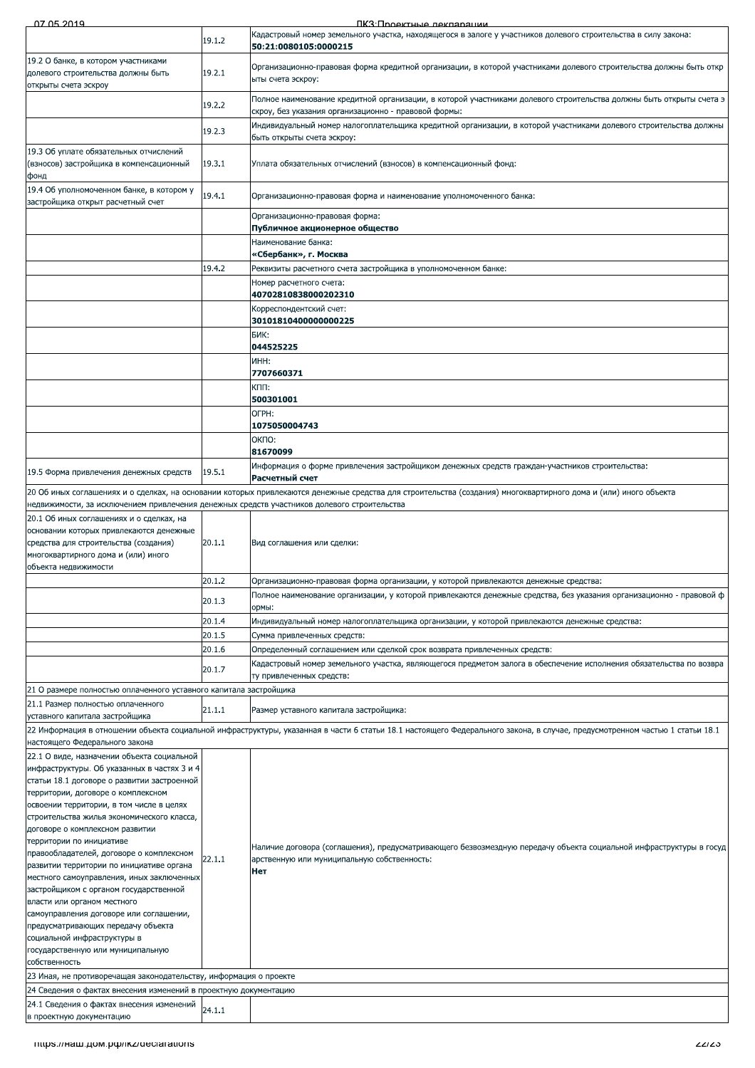| | | |
|---|---|---|
| | 19.1.2 | Кадастровый номер земельного участка, находящегося в залоге у участников долевого строительства в силу закона:<br>**50:21:0080105:0000215** |
| 19.2 О банке, в котором участниками долевого строительства должны быть открыты счета эскроу | 19.2.1 | Организационно-правовая форма кредитной организации, в которой участниками долевого строительства должны быть открыты счета эскроу: |
| | 19.2.2 | Полное наименование кредитной организации, в которой участниками долевого строительства должны быть открыты счета эскроу, без указания организационно - правовой формы: |
| | 19.2.3 | Индивидуальный номер налогоплательщика кредитной организации, в которой участниками долевого строительства должны быть открыты счета эскроу: |
| 19.3 Об уплате обязательных отчислений (взносов) застройщика в компенсационный фонд | 19.3.1 | Уплата обязательных отчислений (взносов) в компенсационный фонд: |
| 19.4 Об уполномоченном банке, в котором у застройщика открыт расчетный счет | 19.4.1 | Организационно-правовая форма и наименование уполномоченного банка: |
| | | Организационно-правовая форма:<br>**Публичное акционерное общество** |
| | | Наименование банка:<br>**«Сбербанк», г. Москва** |
| | 19.4.2 | Реквизиты расчетного счета застройщика в уполномоченном банке: |
| | | Номер расчетного счета:<br>**40702810838000202310** |
| | | Корреспондентский счет:<br>**30101810400000000225** |
| | | БИК:<br>**044525225** |
| | | ИНН:<br>**7707660371** |
| | | КПП:<br>**500301001** |
| | | ОГРН:<br>**1075050004743** |
| | | ОКПО:<br>**81670099** |
| 19.5 Форма привлечения денежных средств | 19.5.1 | Информация о форме привлечения застройщиком денежных средств граждан-участников строительства:<br>**Расчетный счет** |
| 20 Об иных соглашениях и о сделках, на основании которых привлекаются денежные средства для строительства (создания) многоквартирного дома и (или) иного объекта недвижимости, за исключением привлечения денежных средств участников долевого строительства | | |
| 20.1 Об иных соглашениях и о сделках, на основании которых привлекаются денежные средства для строительства (создания) многоквартирного дома и (или) иного объекта недвижимости | 20.1.1 | Вид соглашения или сделки: |
| | 20.1.2 | Организационно-правовая форма организации, у которой привлекаются денежные средства: |
| | 20.1.3 | Полное наименование организации, у которой привлекаются денежные средства, без указания организационно - правовой формы: |
| | 20.1.4 | Индивидуальный номер налогоплательщика организации, у которой привлекаются денежные средства: |
| | 20.1.5 | Сумма привлеченных средств: |
| | 20.1.6 | Определенный соглашением или сделкой срок возврата привлеченных средств: |
| | 20.1.7 | Кадастровый номер земельного участка, являющегося предметом залога в обеспечение исполнения обязательства по возврату привлеченных средств: |
| 21 О размере полностью оплаченного уставного капитала застройщика | | |
| 21.1 Размер полностью оплаченного уставного капитала застройщика | 21.1.1 | Размер уставного капитала застройщика: |
| 22 Информация в отношении объекта социальной инфраструктуры, указанная в части 6 статьи 18.1 настоящего Федерального закона, в случае, предусмотренном частью 1 статьи 18.1 настоящего Федерального закона | | |
| 22.1 О виде, назначении объекта социальной инфраструктуры. Об указанных в частях 3 и 4 статьи 18.1 договоре о развитии застроенной территории, договоре о комплексном освоении территории, в том числе в целях строительства жилья экономического класса, договоре о комплексном развитии территории по инициативе правообладателей, договоре о комплексном развитии территории по инициативе органа местного самоуправления, иных заключенных застройщиком с органом государственной власти или органом местного самоуправления договоре или соглашении, предусматривающих передачу объекта социальной инфраструктуры в государственную или муниципальную собственность | 22.1.1 | Наличие договора (соглашения), предусматривающего безвозмездную передачу объекта социальной инфраструктуры в государственную или муниципальную собственность:<br>**Нет** |
| 23 Иная, не противоречащая законодательству, информация о проекте | | |
| 24 Сведения о фактах внесения изменений в проектную документацию | | |
| 24.1 Сведения о фактах внесения изменений в проектную документацию | 24.1.1 | |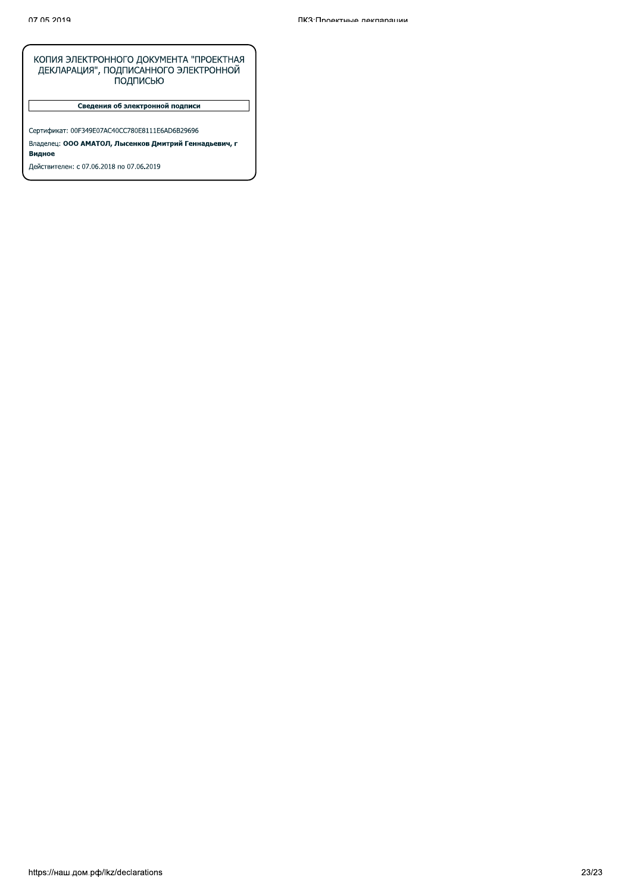КОПИЯ ЭЛЕКТРОННОГО ДОКУМЕНТА "ПРОЕКТНАЯ ДЕКЛАРАЦИЯ", ПОДПИСАННОГО ЭЛЕКТРОННОЙ ПОДПИСЬЮ

**Сведения об электронной подписи**

Сертификат: 00F349E07AC40CC780E8111E6AD6B29696

Владелец: **ООО АМАТОЛ, Лысенков Дмитрий Геннадьевич, г Видное**

Действителен: с 07.06.2018 по 07.06.2019